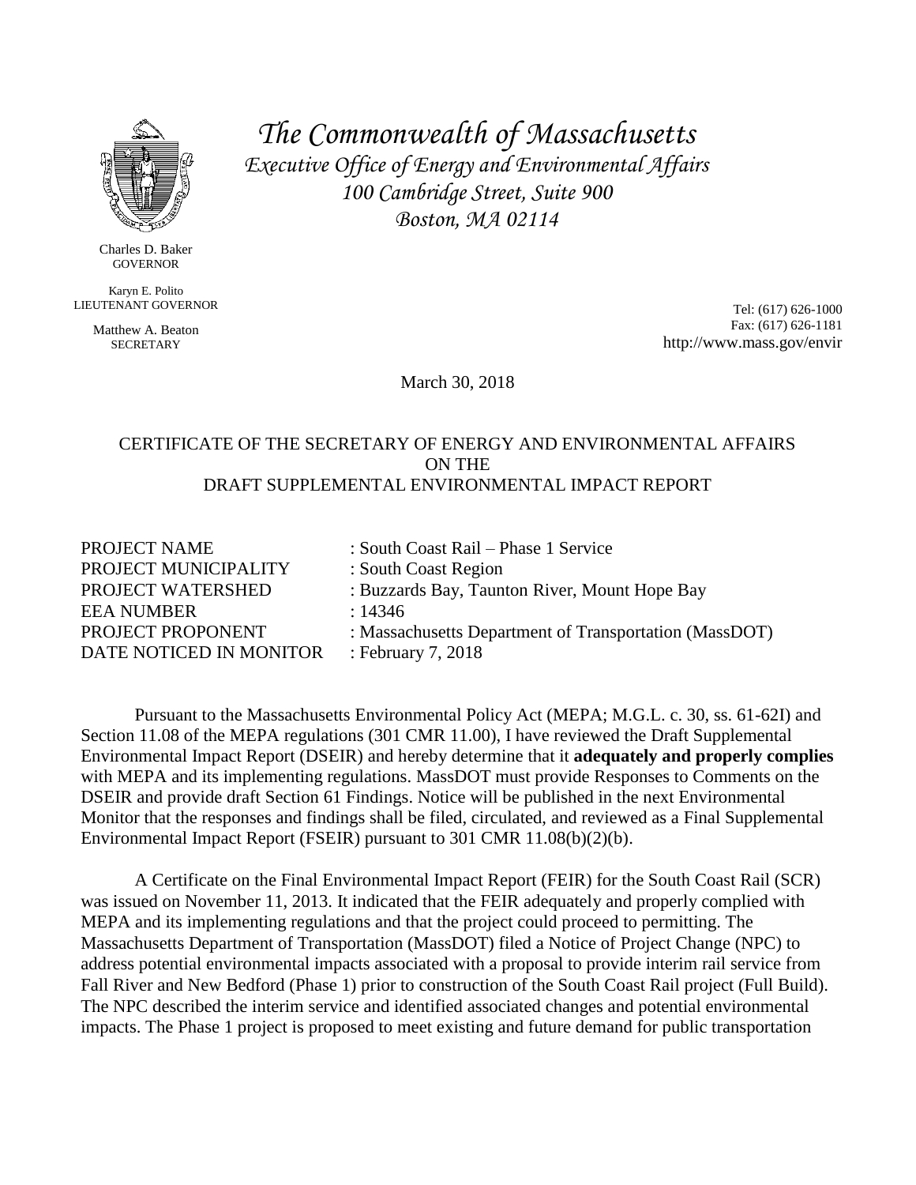# *The Commonwealth of Massachusetts*

*Executive Office of Energy and Environmental Affairs*
*100 Cambridge Street, Suite 900*
*Boston, MA 02114*

Charles D. Baker
GOVERNOR

Karyn E. Polito
LIEUTENANT GOVERNOR

Matthew A. Beaton
SECRETARY

Tel: (617) 626-1000
Fax: (617) 626-1181
http://www.mass.gov/envir

March 30, 2018

CERTIFICATE OF THE SECRETARY OF ENERGY AND ENVIRONMENTAL AFFAIRS
ON THE
DRAFT SUPPLEMENTAL ENVIRONMENTAL IMPACT REPORT

| | |
|---|---|
| PROJECT NAME | : South Coast Rail – Phase 1 Service |
| PROJECT MUNICIPALITY | : South Coast Region |
| PROJECT WATERSHED | : Buzzards Bay, Taunton River, Mount Hope Bay |
| EEA NUMBER | : 14346 |
| PROJECT PROPONENT | : Massachusetts Department of Transportation (MassDOT) |
| DATE NOTICED IN MONITOR | : February 7, 2018 |

Pursuant to the Massachusetts Environmental Policy Act (MEPA; M.G.L. c. 30, ss. 61-62I) and Section 11.08 of the MEPA regulations (301 CMR 11.00), I have reviewed the Draft Supplemental Environmental Impact Report (DSEIR) and hereby determine that it **adequately and properly complies** with MEPA and its implementing regulations. MassDOT must provide Responses to Comments on the DSEIR and provide draft Section 61 Findings. Notice will be published in the next Environmental Monitor that the responses and findings shall be filed, circulated, and reviewed as a Final Supplemental Environmental Impact Report (FSEIR) pursuant to 301 CMR 11.08(b)(2)(b).

A Certificate on the Final Environmental Impact Report (FEIR) for the South Coast Rail (SCR) was issued on November 11, 2013. It indicated that the FEIR adequately and properly complied with MEPA and its implementing regulations and that the project could proceed to permitting. The Massachusetts Department of Transportation (MassDOT) filed a Notice of Project Change (NPC) to address potential environmental impacts associated with a proposal to provide interim rail service from Fall River and New Bedford (Phase 1) prior to construction of the South Coast Rail project (Full Build). The NPC described the interim service and identified associated changes and potential environmental impacts. The Phase 1 project is proposed to meet existing and future demand for public transportation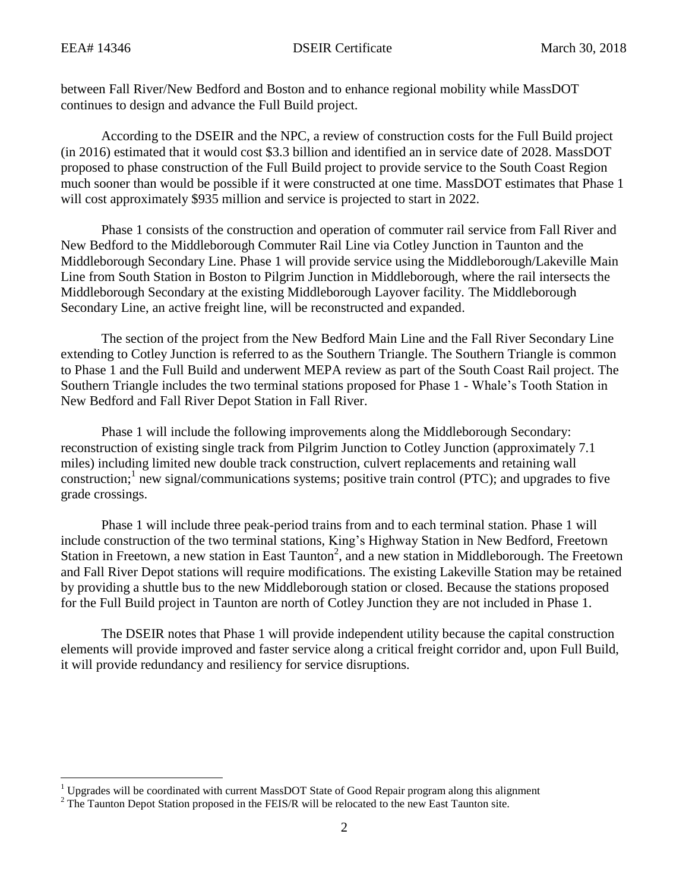between Fall River/New Bedford and Boston and to enhance regional mobility while MassDOT continues to design and advance the Full Build project.

According to the DSEIR and the NPC, a review of construction costs for the Full Build project (in 2016) estimated that it would cost $3.3 billion and identified an in service date of 2028. MassDOT proposed to phase construction of the Full Build project to provide service to the South Coast Region much sooner than would be possible if it were constructed at one time. MassDOT estimates that Phase 1 will cost approximately $935 million and service is projected to start in 2022.

Phase 1 consists of the construction and operation of commuter rail service from Fall River and New Bedford to the Middleborough Commuter Rail Line via Cotley Junction in Taunton and the Middleborough Secondary Line. Phase 1 will provide service using the Middleborough/Lakeville Main Line from South Station in Boston to Pilgrim Junction in Middleborough, where the rail intersects the Middleborough Secondary at the existing Middleborough Layover facility. The Middleborough Secondary Line, an active freight line, will be reconstructed and expanded.

The section of the project from the New Bedford Main Line and the Fall River Secondary Line extending to Cotley Junction is referred to as the Southern Triangle. The Southern Triangle is common to Phase 1 and the Full Build and underwent MEPA review as part of the South Coast Rail project. The Southern Triangle includes the two terminal stations proposed for Phase 1 - Whale's Tooth Station in New Bedford and Fall River Depot Station in Fall River.

Phase 1 will include the following improvements along the Middleborough Secondary: reconstruction of existing single track from Pilgrim Junction to Cotley Junction (approximately 7.1 miles) including limited new double track construction, culvert replacements and retaining wall construction;[1] new signal/communications systems; positive train control (PTC); and upgrades to five grade crossings.

Phase 1 will include three peak-period trains from and to each terminal station. Phase 1 will include construction of the two terminal stations, King's Highway Station in New Bedford, Freetown Station in Freetown, a new station in East Taunton[2], and a new station in Middleborough. The Freetown and Fall River Depot stations will require modifications. The existing Lakeville Station may be retained by providing a shuttle bus to the new Middleborough station or closed. Because the stations proposed for the Full Build project in Taunton are north of Cotley Junction they are not included in Phase 1.

The DSEIR notes that Phase 1 will provide independent utility because the capital construction elements will provide improved and faster service along a critical freight corridor and, upon Full Build, it will provide redundancy and resiliency for service disruptions.

---

[1] Upgrades will be coordinated with current MassDOT State of Good Repair program along this alignment

[2] The Taunton Depot Station proposed in the FEIS/R will be relocated to the new East Taunton site.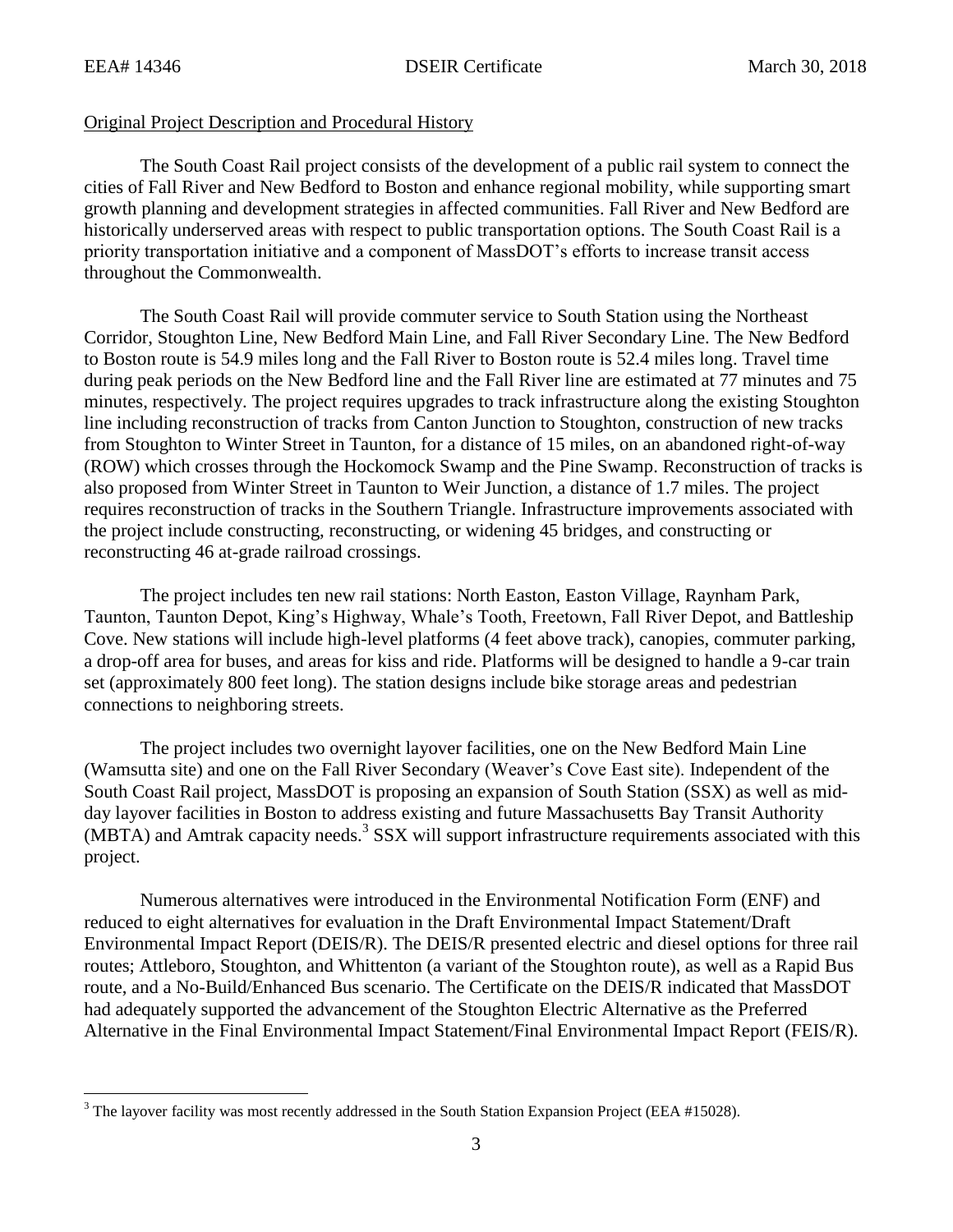Original Project Description and Procedural History

The South Coast Rail project consists of the development of a public rail system to connect the cities of Fall River and New Bedford to Boston and enhance regional mobility, while supporting smart growth planning and development strategies in affected communities. Fall River and New Bedford are historically underserved areas with respect to public transportation options. The South Coast Rail is a priority transportation initiative and a component of MassDOT's efforts to increase transit access throughout the Commonwealth.

The South Coast Rail will provide commuter service to South Station using the Northeast Corridor, Stoughton Line, New Bedford Main Line, and Fall River Secondary Line. The New Bedford to Boston route is 54.9 miles long and the Fall River to Boston route is 52.4 miles long. Travel time during peak periods on the New Bedford line and the Fall River line are estimated at 77 minutes and 75 minutes, respectively. The project requires upgrades to track infrastructure along the existing Stoughton line including reconstruction of tracks from Canton Junction to Stoughton, construction of new tracks from Stoughton to Winter Street in Taunton, for a distance of 15 miles, on an abandoned right-of-way (ROW) which crosses through the Hockomock Swamp and the Pine Swamp. Reconstruction of tracks is also proposed from Winter Street in Taunton to Weir Junction, a distance of 1.7 miles. The project requires reconstruction of tracks in the Southern Triangle. Infrastructure improvements associated with the project include constructing, reconstructing, or widening 45 bridges, and constructing or reconstructing 46 at-grade railroad crossings.

The project includes ten new rail stations: North Easton, Easton Village, Raynham Park, Taunton, Taunton Depot, King's Highway, Whale's Tooth, Freetown, Fall River Depot, and Battleship Cove. New stations will include high-level platforms (4 feet above track), canopies, commuter parking, a drop-off area for buses, and areas for kiss and ride. Platforms will be designed to handle a 9-car train set (approximately 800 feet long). The station designs include bike storage areas and pedestrian connections to neighboring streets.

The project includes two overnight layover facilities, one on the New Bedford Main Line (Wamsutta site) and one on the Fall River Secondary (Weaver's Cove East site). Independent of the South Coast Rail project, MassDOT is proposing an expansion of South Station (SSX) as well as mid-day layover facilities in Boston to address existing and future Massachusetts Bay Transit Authority (MBTA) and Amtrak capacity needs.[3] SSX will support infrastructure requirements associated with this project.

Numerous alternatives were introduced in the Environmental Notification Form (ENF) and reduced to eight alternatives for evaluation in the Draft Environmental Impact Statement/Draft Environmental Impact Report (DEIS/R). The DEIS/R presented electric and diesel options for three rail routes; Attleboro, Stoughton, and Whittenton (a variant of the Stoughton route), as well as a Rapid Bus route, and a No-Build/Enhanced Bus scenario. The Certificate on the DEIS/R indicated that MassDOT had adequately supported the advancement of the Stoughton Electric Alternative as the Preferred Alternative in the Final Environmental Impact Statement/Final Environmental Impact Report (FEIS/R).

[3] The layover facility was most recently addressed in the South Station Expansion Project (EEA #15028).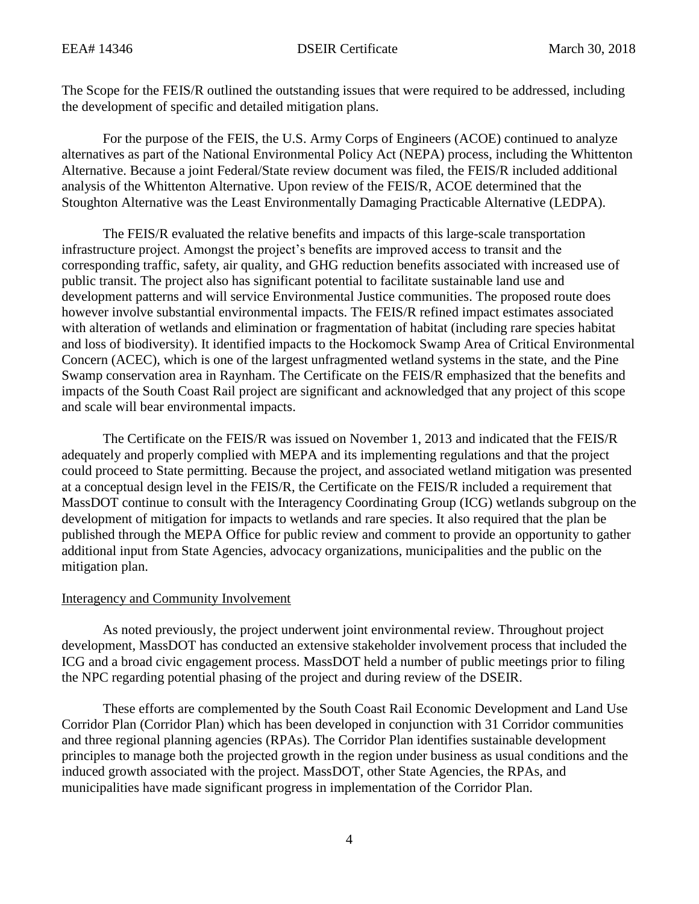The Scope for the FEIS/R outlined the outstanding issues that were required to be addressed, including the development of specific and detailed mitigation plans.

For the purpose of the FEIS, the U.S. Army Corps of Engineers (ACOE) continued to analyze alternatives as part of the National Environmental Policy Act (NEPA) process, including the Whittenton Alternative. Because a joint Federal/State review document was filed, the FEIS/R included additional analysis of the Whittenton Alternative. Upon review of the FEIS/R, ACOE determined that the Stoughton Alternative was the Least Environmentally Damaging Practicable Alternative (LEDPA).

The FEIS/R evaluated the relative benefits and impacts of this large-scale transportation infrastructure project. Amongst the project's benefits are improved access to transit and the corresponding traffic, safety, air quality, and GHG reduction benefits associated with increased use of public transit. The project also has significant potential to facilitate sustainable land use and development patterns and will service Environmental Justice communities. The proposed route does however involve substantial environmental impacts. The FEIS/R refined impact estimates associated with alteration of wetlands and elimination or fragmentation of habitat (including rare species habitat and loss of biodiversity). It identified impacts to the Hockomock Swamp Area of Critical Environmental Concern (ACEC), which is one of the largest unfragmented wetland systems in the state, and the Pine Swamp conservation area in Raynham. The Certificate on the FEIS/R emphasized that the benefits and impacts of the South Coast Rail project are significant and acknowledged that any project of this scope and scale will bear environmental impacts.

The Certificate on the FEIS/R was issued on November 1, 2013 and indicated that the FEIS/R adequately and properly complied with MEPA and its implementing regulations and that the project could proceed to State permitting. Because the project, and associated wetland mitigation was presented at a conceptual design level in the FEIS/R, the Certificate on the FEIS/R included a requirement that MassDOT continue to consult with the Interagency Coordinating Group (ICG) wetlands subgroup on the development of mitigation for impacts to wetlands and rare species. It also required that the plan be published through the MEPA Office for public review and comment to provide an opportunity to gather additional input from State Agencies, advocacy organizations, municipalities and the public on the mitigation plan.

## Interagency and Community Involvement

As noted previously, the project underwent joint environmental review. Throughout project development, MassDOT has conducted an extensive stakeholder involvement process that included the ICG and a broad civic engagement process. MassDOT held a number of public meetings prior to filing the NPC regarding potential phasing of the project and during review of the DSEIR.

These efforts are complemented by the South Coast Rail Economic Development and Land Use Corridor Plan (Corridor Plan) which has been developed in conjunction with 31 Corridor communities and three regional planning agencies (RPAs). The Corridor Plan identifies sustainable development principles to manage both the projected growth in the region under business as usual conditions and the induced growth associated with the project. MassDOT, other State Agencies, the RPAs, and municipalities have made significant progress in implementation of the Corridor Plan.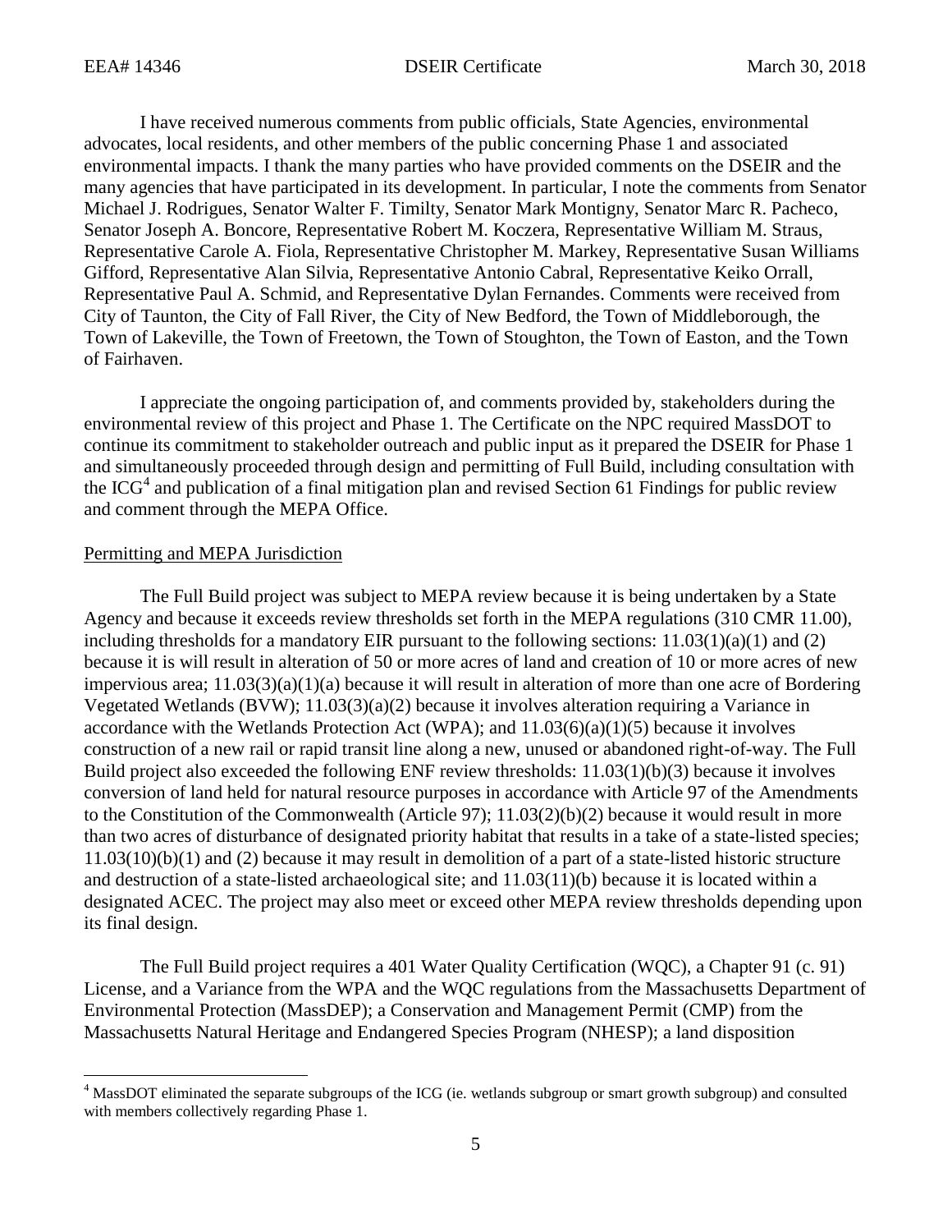I have received numerous comments from public officials, State Agencies, environmental advocates, local residents, and other members of the public concerning Phase 1 and associated environmental impacts. I thank the many parties who have provided comments on the DSEIR and the many agencies that have participated in its development. In particular, I note the comments from Senator Michael J. Rodrigues, Senator Walter F. Timilty, Senator Mark Montigny, Senator Marc R. Pacheco, Senator Joseph A. Boncore, Representative Robert M. Koczera, Representative William M. Straus, Representative Carole A. Fiola, Representative Christopher M. Markey, Representative Susan Williams Gifford, Representative Alan Silvia, Representative Antonio Cabral, Representative Keiko Orrall, Representative Paul A. Schmid, and Representative Dylan Fernandes. Comments were received from City of Taunton, the City of Fall River, the City of New Bedford, the Town of Middleborough, the Town of Lakeville, the Town of Freetown, the Town of Stoughton, the Town of Easton, and the Town of Fairhaven.

I appreciate the ongoing participation of, and comments provided by, stakeholders during the environmental review of this project and Phase 1. The Certificate on the NPC required MassDOT to continue its commitment to stakeholder outreach and public input as it prepared the DSEIR for Phase 1 and simultaneously proceeded through design and permitting of Full Build, including consultation with the ICG[4] and publication of a final mitigation plan and revised Section 61 Findings for public review and comment through the MEPA Office.

## Permitting and MEPA Jurisdiction

The Full Build project was subject to MEPA review because it is being undertaken by a State Agency and because it exceeds review thresholds set forth in the MEPA regulations (310 CMR 11.00), including thresholds for a mandatory EIR pursuant to the following sections: 11.03(1)(a)(1) and (2) because it is will result in alteration of 50 or more acres of land and creation of 10 or more acres of new impervious area; 11.03(3)(a)(1)(a) because it will result in alteration of more than one acre of Bordering Vegetated Wetlands (BVW); 11.03(3)(a)(2) because it involves alteration requiring a Variance in accordance with the Wetlands Protection Act (WPA); and 11.03(6)(a)(1)(5) because it involves construction of a new rail or rapid transit line along a new, unused or abandoned right-of-way. The Full Build project also exceeded the following ENF review thresholds: 11.03(1)(b)(3) because it involves conversion of land held for natural resource purposes in accordance with Article 97 of the Amendments to the Constitution of the Commonwealth (Article 97); 11.03(2)(b)(2) because it would result in more than two acres of disturbance of designated priority habitat that results in a take of a state-listed species; 11.03(10)(b)(1) and (2) because it may result in demolition of a part of a state-listed historic structure and destruction of a state-listed archaeological site; and 11.03(11)(b) because it is located within a designated ACEC. The project may also meet or exceed other MEPA review thresholds depending upon its final design.

The Full Build project requires a 401 Water Quality Certification (WQC), a Chapter 91 (c. 91) License, and a Variance from the WPA and the WQC regulations from the Massachusetts Department of Environmental Protection (MassDEP); a Conservation and Management Permit (CMP) from the Massachusetts Natural Heritage and Endangered Species Program (NHESP); a land disposition

---

[4] MassDOT eliminated the separate subgroups of the ICG (ie. wetlands subgroup or smart growth subgroup) and consulted with members collectively regarding Phase 1.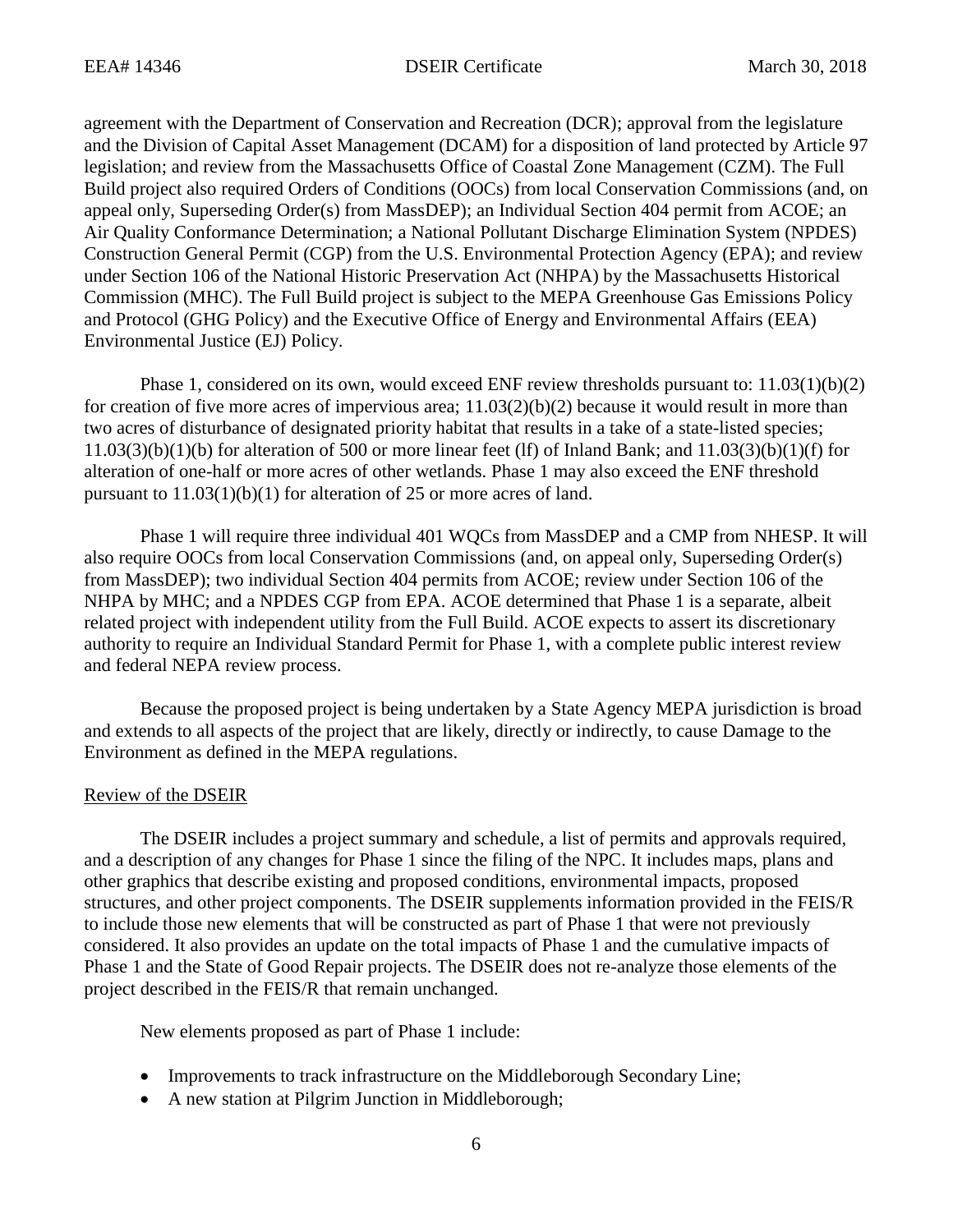agreement with the Department of Conservation and Recreation (DCR); approval from the legislature and the Division of Capital Asset Management (DCAM) for a disposition of land protected by Article 97 legislation; and review from the Massachusetts Office of Coastal Zone Management (CZM). The Full Build project also required Orders of Conditions (OOCs) from local Conservation Commissions (and, on appeal only, Superseding Order(s) from MassDEP); an Individual Section 404 permit from ACOE; an Air Quality Conformance Determination; a National Pollutant Discharge Elimination System (NPDES) Construction General Permit (CGP) from the U.S. Environmental Protection Agency (EPA); and review under Section 106 of the National Historic Preservation Act (NHPA) by the Massachusetts Historical Commission (MHC). The Full Build project is subject to the MEPA Greenhouse Gas Emissions Policy and Protocol (GHG Policy) and the Executive Office of Energy and Environmental Affairs (EEA) Environmental Justice (EJ) Policy.

Phase 1, considered on its own, would exceed ENF review thresholds pursuant to: 11.03(1)(b)(2) for creation of five more acres of impervious area; 11.03(2)(b)(2) because it would result in more than two acres of disturbance of designated priority habitat that results in a take of a state-listed species; 11.03(3)(b)(1)(b) for alteration of 500 or more linear feet (lf) of Inland Bank; and 11.03(3)(b)(1)(f) for alteration of one-half or more acres of other wetlands. Phase 1 may also exceed the ENF threshold pursuant to 11.03(1)(b)(1) for alteration of 25 or more acres of land.

Phase 1 will require three individual 401 WQCs from MassDEP and a CMP from NHESP. It will also require OOCs from local Conservation Commissions (and, on appeal only, Superseding Order(s) from MassDEP); two individual Section 404 permits from ACOE; review under Section 106 of the NHPA by MHC; and a NPDES CGP from EPA. ACOE determined that Phase 1 is a separate, albeit related project with independent utility from the Full Build. ACOE expects to assert its discretionary authority to require an Individual Standard Permit for Phase 1, with a complete public interest review and federal NEPA review process.

Because the proposed project is being undertaken by a State Agency MEPA jurisdiction is broad and extends to all aspects of the project that are likely, directly or indirectly, to cause Damage to the Environment as defined in the MEPA regulations.

## Review of the DSEIR

The DSEIR includes a project summary and schedule, a list of permits and approvals required, and a description of any changes for Phase 1 since the filing of the NPC. It includes maps, plans and other graphics that describe existing and proposed conditions, environmental impacts, proposed structures, and other project components. The DSEIR supplements information provided in the FEIS/R to include those new elements that will be constructed as part of Phase 1 that were not previously considered. It also provides an update on the total impacts of Phase 1 and the cumulative impacts of Phase 1 and the State of Good Repair projects. The DSEIR does not re-analyze those elements of the project described in the FEIS/R that remain unchanged.

New elements proposed as part of Phase 1 include:

- Improvements to track infrastructure on the Middleborough Secondary Line;
- A new station at Pilgrim Junction in Middleborough;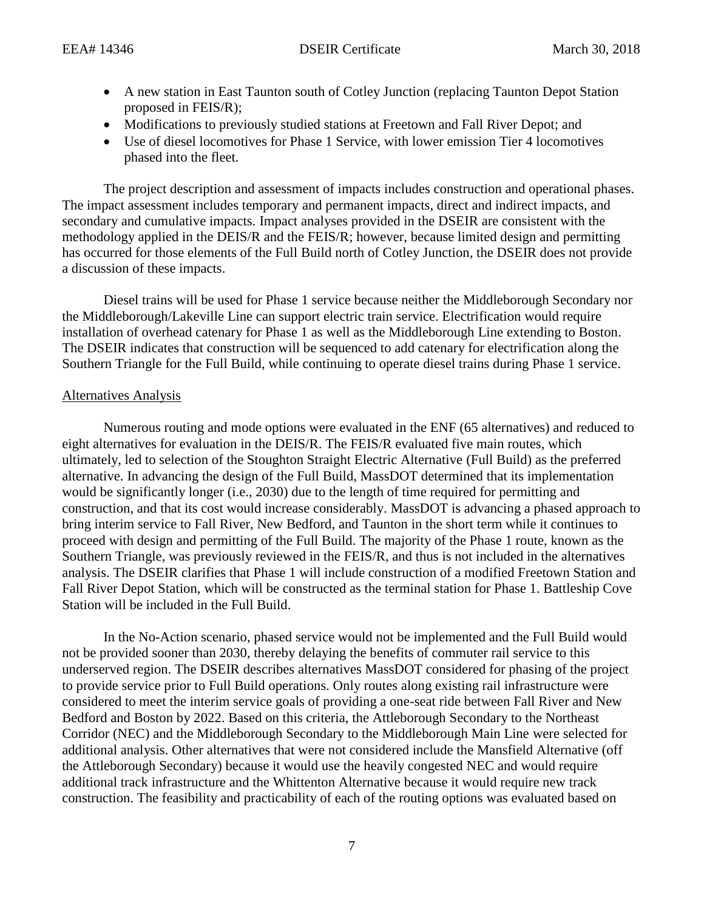- A new station in East Taunton south of Cotley Junction (replacing Taunton Depot Station proposed in FEIS/R);
- Modifications to previously studied stations at Freetown and Fall River Depot; and
- Use of diesel locomotives for Phase 1 Service, with lower emission Tier 4 locomotives phased into the fleet.

The project description and assessment of impacts includes construction and operational phases. The impact assessment includes temporary and permanent impacts, direct and indirect impacts, and secondary and cumulative impacts. Impact analyses provided in the DSEIR are consistent with the methodology applied in the DEIS/R and the FEIS/R; however, because limited design and permitting has occurred for those elements of the Full Build north of Cotley Junction, the DSEIR does not provide a discussion of these impacts.

Diesel trains will be used for Phase 1 service because neither the Middleborough Secondary nor the Middleborough/Lakeville Line can support electric train service. Electrification would require installation of overhead catenary for Phase 1 as well as the Middleborough Line extending to Boston. The DSEIR indicates that construction will be sequenced to add catenary for electrification along the Southern Triangle for the Full Build, while continuing to operate diesel trains during Phase 1 service.

## Alternatives Analysis

Numerous routing and mode options were evaluated in the ENF (65 alternatives) and reduced to eight alternatives for evaluation in the DEIS/R. The FEIS/R evaluated five main routes, which ultimately, led to selection of the Stoughton Straight Electric Alternative (Full Build) as the preferred alternative. In advancing the design of the Full Build, MassDOT determined that its implementation would be significantly longer (i.e., 2030) due to the length of time required for permitting and construction, and that its cost would increase considerably. MassDOT is advancing a phased approach to bring interim service to Fall River, New Bedford, and Taunton in the short term while it continues to proceed with design and permitting of the Full Build. The majority of the Phase 1 route, known as the Southern Triangle, was previously reviewed in the FEIS/R, and thus is not included in the alternatives analysis. The DSEIR clarifies that Phase 1 will include construction of a modified Freetown Station and Fall River Depot Station, which will be constructed as the terminal station for Phase 1. Battleship Cove Station will be included in the Full Build.

In the No-Action scenario, phased service would not be implemented and the Full Build would not be provided sooner than 2030, thereby delaying the benefits of commuter rail service to this underserved region. The DSEIR describes alternatives MassDOT considered for phasing of the project to provide service prior to Full Build operations. Only routes along existing rail infrastructure were considered to meet the interim service goals of providing a one-seat ride between Fall River and New Bedford and Boston by 2022. Based on this criteria, the Attleborough Secondary to the Northeast Corridor (NEC) and the Middleborough Secondary to the Middleborough Main Line were selected for additional analysis. Other alternatives that were not considered include the Mansfield Alternative (off the Attleborough Secondary) because it would use the heavily congested NEC and would require additional track infrastructure and the Whittenton Alternative because it would require new track construction. The feasibility and practicability of each of the routing options was evaluated based on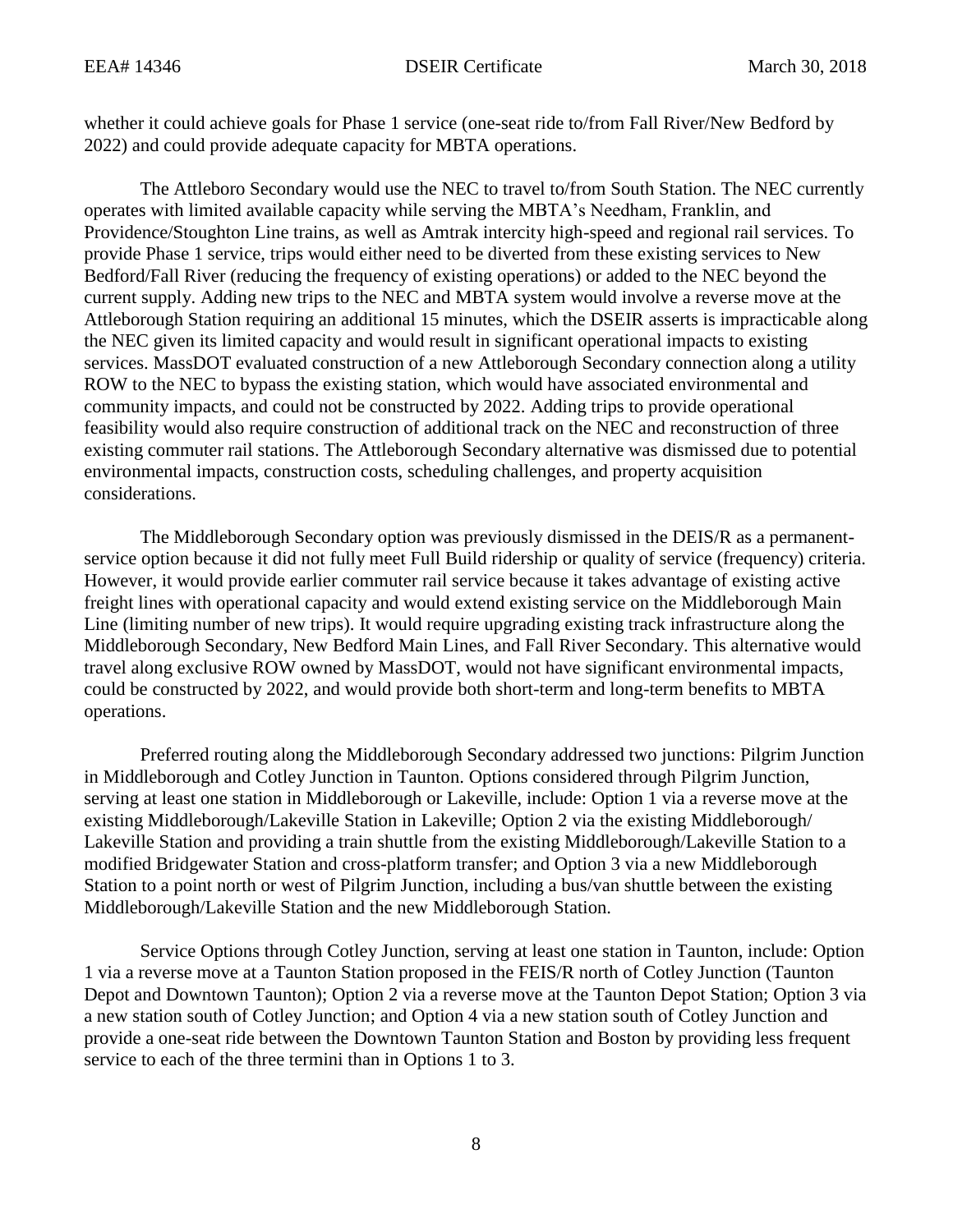whether it could achieve goals for Phase 1 service (one-seat ride to/from Fall River/New Bedford by 2022) and could provide adequate capacity for MBTA operations.

The Attleboro Secondary would use the NEC to travel to/from South Station. The NEC currently operates with limited available capacity while serving the MBTA's Needham, Franklin, and Providence/Stoughton Line trains, as well as Amtrak intercity high-speed and regional rail services. To provide Phase 1 service, trips would either need to be diverted from these existing services to New Bedford/Fall River (reducing the frequency of existing operations) or added to the NEC beyond the current supply. Adding new trips to the NEC and MBTA system would involve a reverse move at the Attleborough Station requiring an additional 15 minutes, which the DSEIR asserts is impracticable along the NEC given its limited capacity and would result in significant operational impacts to existing services. MassDOT evaluated construction of a new Attleborough Secondary connection along a utility ROW to the NEC to bypass the existing station, which would have associated environmental and community impacts, and could not be constructed by 2022. Adding trips to provide operational feasibility would also require construction of additional track on the NEC and reconstruction of three existing commuter rail stations. The Attleborough Secondary alternative was dismissed due to potential environmental impacts, construction costs, scheduling challenges, and property acquisition considerations.

The Middleborough Secondary option was previously dismissed in the DEIS/R as a permanent-service option because it did not fully meet Full Build ridership or quality of service (frequency) criteria. However, it would provide earlier commuter rail service because it takes advantage of existing active freight lines with operational capacity and would extend existing service on the Middleborough Main Line (limiting number of new trips). It would require upgrading existing track infrastructure along the Middleborough Secondary, New Bedford Main Lines, and Fall River Secondary. This alternative would travel along exclusive ROW owned by MassDOT, would not have significant environmental impacts, could be constructed by 2022, and would provide both short-term and long-term benefits to MBTA operations.

Preferred routing along the Middleborough Secondary addressed two junctions: Pilgrim Junction in Middleborough and Cotley Junction in Taunton. Options considered through Pilgrim Junction, serving at least one station in Middleborough or Lakeville, include: Option 1 via a reverse move at the existing Middleborough/Lakeville Station in Lakeville; Option 2 via the existing Middleborough/ Lakeville Station and providing a train shuttle from the existing Middleborough/Lakeville Station to a modified Bridgewater Station and cross-platform transfer; and Option 3 via a new Middleborough Station to a point north or west of Pilgrim Junction, including a bus/van shuttle between the existing Middleborough/Lakeville Station and the new Middleborough Station.

Service Options through Cotley Junction, serving at least one station in Taunton, include: Option 1 via a reverse move at a Taunton Station proposed in the FEIS/R north of Cotley Junction (Taunton Depot and Downtown Taunton); Option 2 via a reverse move at the Taunton Depot Station; Option 3 via a new station south of Cotley Junction; and Option 4 via a new station south of Cotley Junction and provide a one-seat ride between the Downtown Taunton Station and Boston by providing less frequent service to each of the three termini than in Options 1 to 3.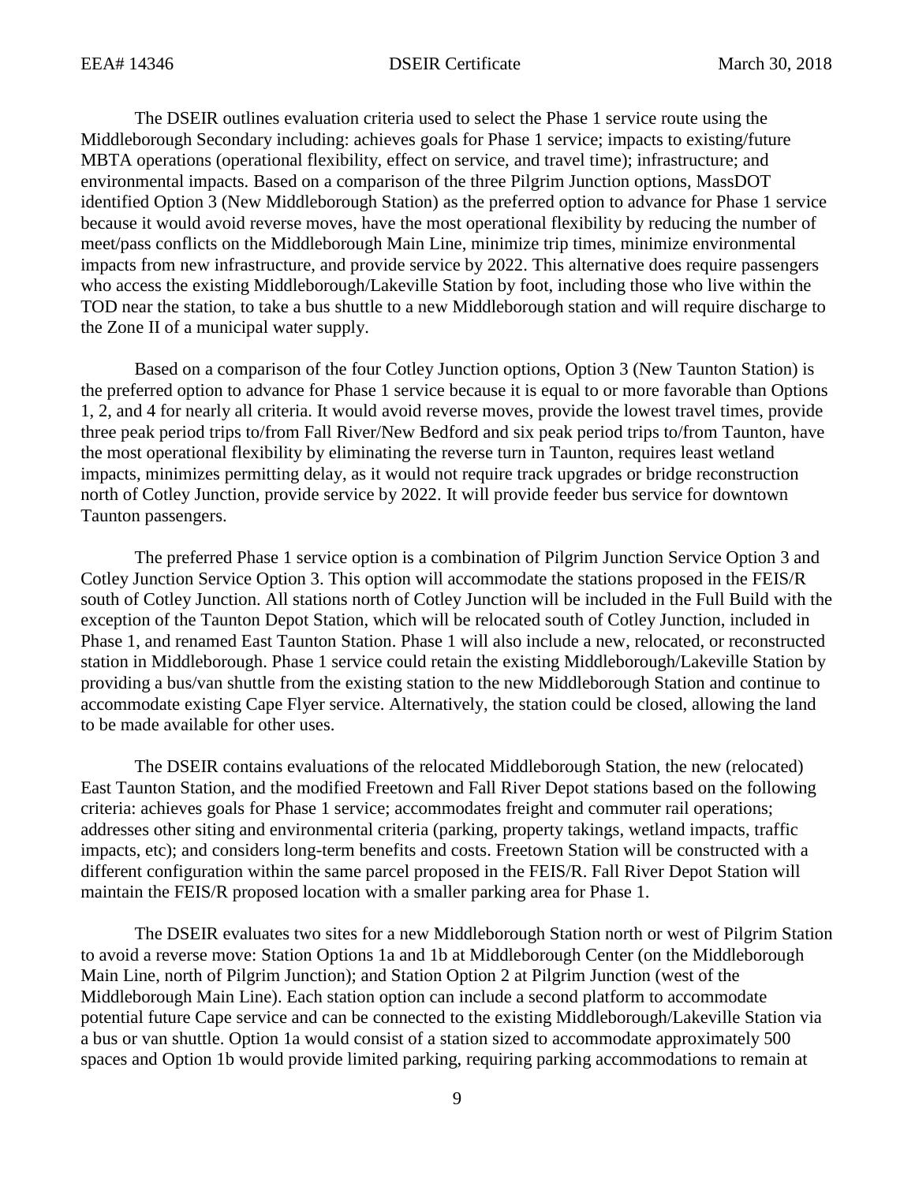The DSEIR outlines evaluation criteria used to select the Phase 1 service route using the Middleborough Secondary including: achieves goals for Phase 1 service; impacts to existing/future MBTA operations (operational flexibility, effect on service, and travel time); infrastructure; and environmental impacts. Based on a comparison of the three Pilgrim Junction options, MassDOT identified Option 3 (New Middleborough Station) as the preferred option to advance for Phase 1 service because it would avoid reverse moves, have the most operational flexibility by reducing the number of meet/pass conflicts on the Middleborough Main Line, minimize trip times, minimize environmental impacts from new infrastructure, and provide service by 2022. This alternative does require passengers who access the existing Middleborough/Lakeville Station by foot, including those who live within the TOD near the station, to take a bus shuttle to a new Middleborough station and will require discharge to the Zone II of a municipal water supply.

Based on a comparison of the four Cotley Junction options, Option 3 (New Taunton Station) is the preferred option to advance for Phase 1 service because it is equal to or more favorable than Options 1, 2, and 4 for nearly all criteria. It would avoid reverse moves, provide the lowest travel times, provide three peak period trips to/from Fall River/New Bedford and six peak period trips to/from Taunton, have the most operational flexibility by eliminating the reverse turn in Taunton, requires least wetland impacts, minimizes permitting delay, as it would not require track upgrades or bridge reconstruction north of Cotley Junction, provide service by 2022. It will provide feeder bus service for downtown Taunton passengers.

The preferred Phase 1 service option is a combination of Pilgrim Junction Service Option 3 and Cotley Junction Service Option 3. This option will accommodate the stations proposed in the FEIS/R south of Cotley Junction. All stations north of Cotley Junction will be included in the Full Build with the exception of the Taunton Depot Station, which will be relocated south of Cotley Junction, included in Phase 1, and renamed East Taunton Station. Phase 1 will also include a new, relocated, or reconstructed station in Middleborough. Phase 1 service could retain the existing Middleborough/Lakeville Station by providing a bus/van shuttle from the existing station to the new Middleborough Station and continue to accommodate existing Cape Flyer service. Alternatively, the station could be closed, allowing the land to be made available for other uses.

The DSEIR contains evaluations of the relocated Middleborough Station, the new (relocated) East Taunton Station, and the modified Freetown and Fall River Depot stations based on the following criteria: achieves goals for Phase 1 service; accommodates freight and commuter rail operations; addresses other siting and environmental criteria (parking, property takings, wetland impacts, traffic impacts, etc); and considers long-term benefits and costs. Freetown Station will be constructed with a different configuration within the same parcel proposed in the FEIS/R. Fall River Depot Station will maintain the FEIS/R proposed location with a smaller parking area for Phase 1.

The DSEIR evaluates two sites for a new Middleborough Station north or west of Pilgrim Station to avoid a reverse move: Station Options 1a and 1b at Middleborough Center (on the Middleborough Main Line, north of Pilgrim Junction); and Station Option 2 at Pilgrim Junction (west of the Middleborough Main Line). Each station option can include a second platform to accommodate potential future Cape service and can be connected to the existing Middleborough/Lakeville Station via a bus or van shuttle. Option 1a would consist of a station sized to accommodate approximately 500 spaces and Option 1b would provide limited parking, requiring parking accommodations to remain at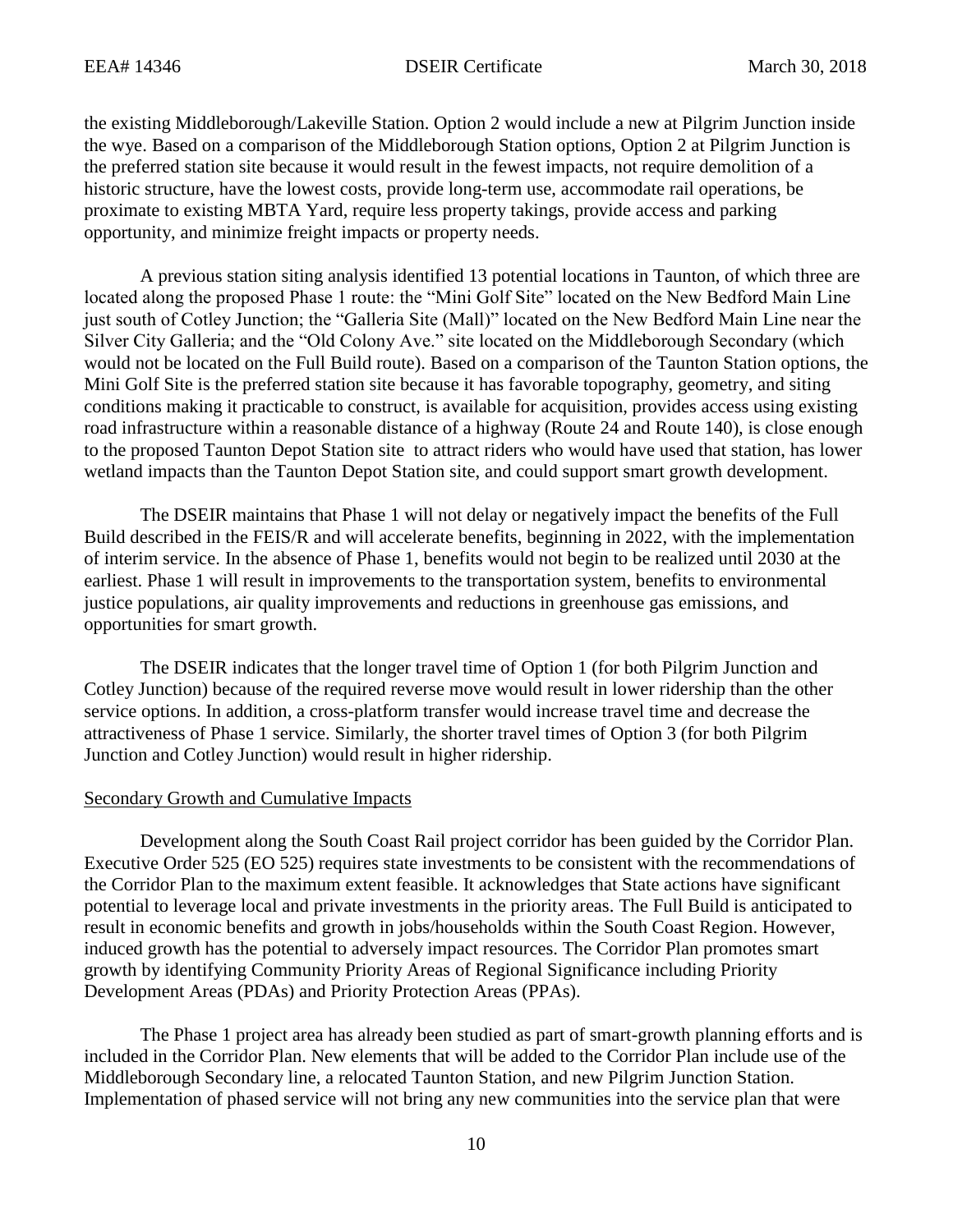the existing Middleborough/Lakeville Station. Option 2 would include a new at Pilgrim Junction inside the wye. Based on a comparison of the Middleborough Station options, Option 2 at Pilgrim Junction is the preferred station site because it would result in the fewest impacts, not require demolition of a historic structure, have the lowest costs, provide long-term use, accommodate rail operations, be proximate to existing MBTA Yard, require less property takings, provide access and parking opportunity, and minimize freight impacts or property needs.

A previous station siting analysis identified 13 potential locations in Taunton, of which three are located along the proposed Phase 1 route: the "Mini Golf Site" located on the New Bedford Main Line just south of Cotley Junction; the "Galleria Site (Mall)" located on the New Bedford Main Line near the Silver City Galleria; and the "Old Colony Ave." site located on the Middleborough Secondary (which would not be located on the Full Build route). Based on a comparison of the Taunton Station options, the Mini Golf Site is the preferred station site because it has favorable topography, geometry, and siting conditions making it practicable to construct, is available for acquisition, provides access using existing road infrastructure within a reasonable distance of a highway (Route 24 and Route 140), is close enough to the proposed Taunton Depot Station site to attract riders who would have used that station, has lower wetland impacts than the Taunton Depot Station site, and could support smart growth development.

The DSEIR maintains that Phase 1 will not delay or negatively impact the benefits of the Full Build described in the FEIS/R and will accelerate benefits, beginning in 2022, with the implementation of interim service. In the absence of Phase 1, benefits would not begin to be realized until 2030 at the earliest. Phase 1 will result in improvements to the transportation system, benefits to environmental justice populations, air quality improvements and reductions in greenhouse gas emissions, and opportunities for smart growth.

The DSEIR indicates that the longer travel time of Option 1 (for both Pilgrim Junction and Cotley Junction) because of the required reverse move would result in lower ridership than the other service options. In addition, a cross-platform transfer would increase travel time and decrease the attractiveness of Phase 1 service. Similarly, the shorter travel times of Option 3 (for both Pilgrim Junction and Cotley Junction) would result in higher ridership.

Secondary Growth and Cumulative Impacts

Development along the South Coast Rail project corridor has been guided by the Corridor Plan. Executive Order 525 (EO 525) requires state investments to be consistent with the recommendations of the Corridor Plan to the maximum extent feasible. It acknowledges that State actions have significant potential to leverage local and private investments in the priority areas. The Full Build is anticipated to result in economic benefits and growth in jobs/households within the South Coast Region. However, induced growth has the potential to adversely impact resources. The Corridor Plan promotes smart growth by identifying Community Priority Areas of Regional Significance including Priority Development Areas (PDAs) and Priority Protection Areas (PPAs).

The Phase 1 project area has already been studied as part of smart-growth planning efforts and is included in the Corridor Plan. New elements that will be added to the Corridor Plan include use of the Middleborough Secondary line, a relocated Taunton Station, and new Pilgrim Junction Station. Implementation of phased service will not bring any new communities into the service plan that were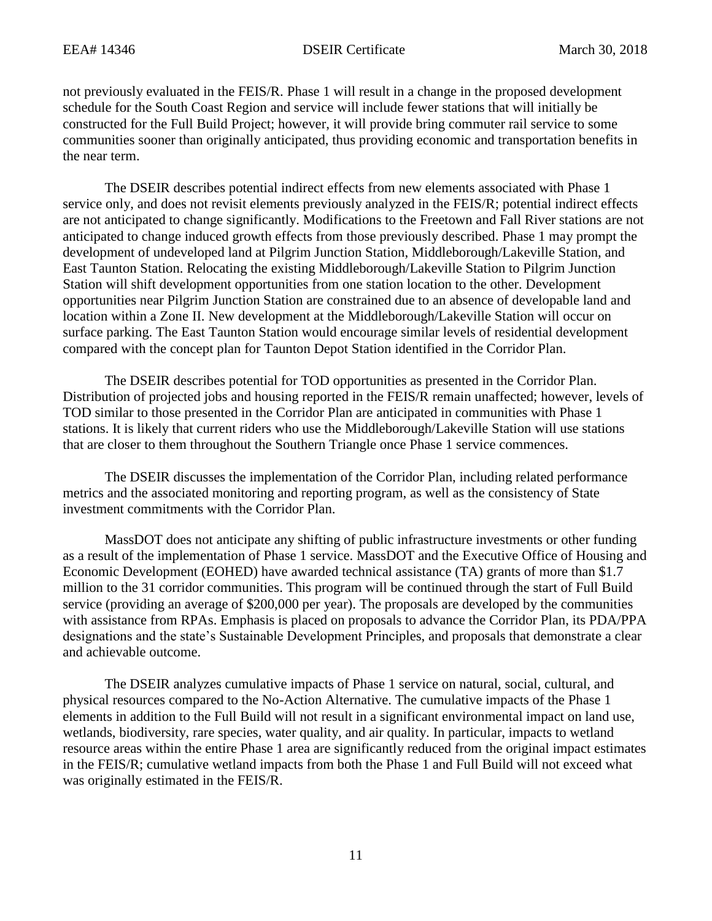not previously evaluated in the FEIS/R. Phase 1 will result in a change in the proposed development schedule for the South Coast Region and service will include fewer stations that will initially be constructed for the Full Build Project; however, it will provide bring commuter rail service to some communities sooner than originally anticipated, thus providing economic and transportation benefits in the near term.

The DSEIR describes potential indirect effects from new elements associated with Phase 1 service only, and does not revisit elements previously analyzed in the FEIS/R; potential indirect effects are not anticipated to change significantly. Modifications to the Freetown and Fall River stations are not anticipated to change induced growth effects from those previously described. Phase 1 may prompt the development of undeveloped land at Pilgrim Junction Station, Middleborough/Lakeville Station, and East Taunton Station. Relocating the existing Middleborough/Lakeville Station to Pilgrim Junction Station will shift development opportunities from one station location to the other. Development opportunities near Pilgrim Junction Station are constrained due to an absence of developable land and location within a Zone II. New development at the Middleborough/Lakeville Station will occur on surface parking. The East Taunton Station would encourage similar levels of residential development compared with the concept plan for Taunton Depot Station identified in the Corridor Plan.

The DSEIR describes potential for TOD opportunities as presented in the Corridor Plan. Distribution of projected jobs and housing reported in the FEIS/R remain unaffected; however, levels of TOD similar to those presented in the Corridor Plan are anticipated in communities with Phase 1 stations. It is likely that current riders who use the Middleborough/Lakeville Station will use stations that are closer to them throughout the Southern Triangle once Phase 1 service commences.

The DSEIR discusses the implementation of the Corridor Plan, including related performance metrics and the associated monitoring and reporting program, as well as the consistency of State investment commitments with the Corridor Plan.

MassDOT does not anticipate any shifting of public infrastructure investments or other funding as a result of the implementation of Phase 1 service. MassDOT and the Executive Office of Housing and Economic Development (EOHED) have awarded technical assistance (TA) grants of more than $1.7 million to the 31 corridor communities. This program will be continued through the start of Full Build service (providing an average of $200,000 per year). The proposals are developed by the communities with assistance from RPAs. Emphasis is placed on proposals to advance the Corridor Plan, its PDA/PPA designations and the state's Sustainable Development Principles, and proposals that demonstrate a clear and achievable outcome.

The DSEIR analyzes cumulative impacts of Phase 1 service on natural, social, cultural, and physical resources compared to the No-Action Alternative. The cumulative impacts of the Phase 1 elements in addition to the Full Build will not result in a significant environmental impact on land use, wetlands, biodiversity, rare species, water quality, and air quality. In particular, impacts to wetland resource areas within the entire Phase 1 area are significantly reduced from the original impact estimates in the FEIS/R; cumulative wetland impacts from both the Phase 1 and Full Build will not exceed what was originally estimated in the FEIS/R.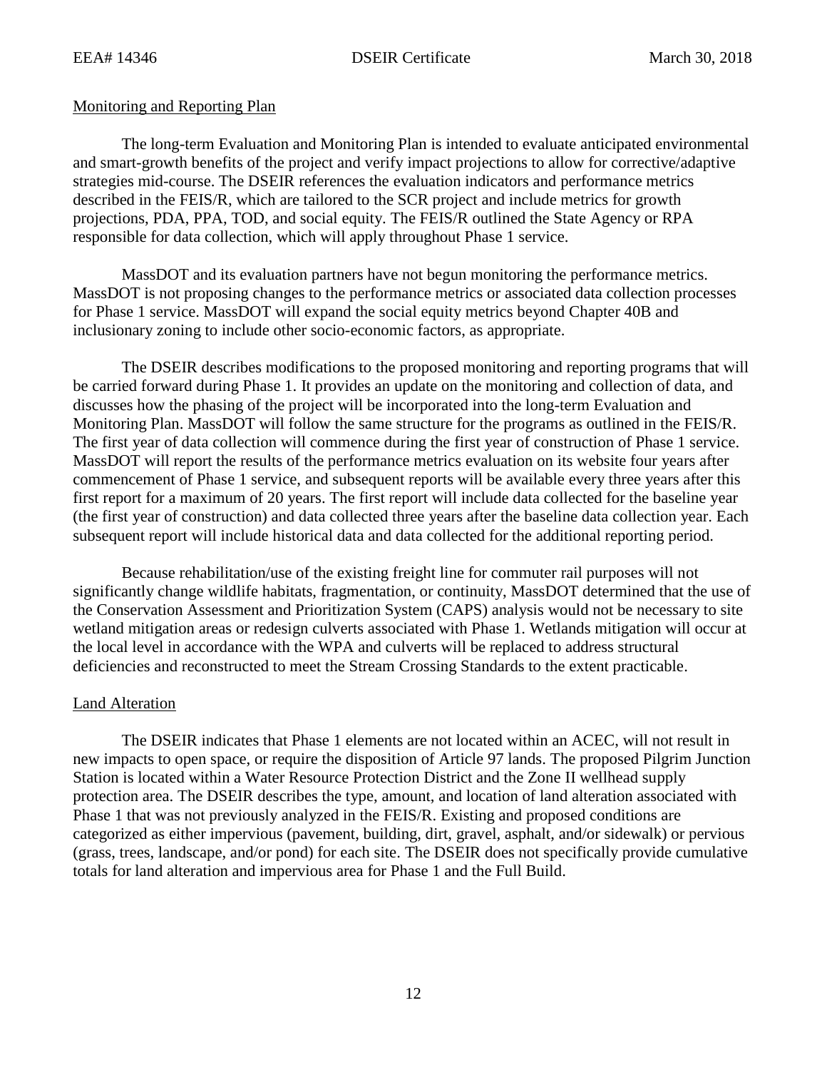Monitoring and Reporting Plan

The long-term Evaluation and Monitoring Plan is intended to evaluate anticipated environmental and smart-growth benefits of the project and verify impact projections to allow for corrective/adaptive strategies mid-course. The DSEIR references the evaluation indicators and performance metrics described in the FEIS/R, which are tailored to the SCR project and include metrics for growth projections, PDA, PPA, TOD, and social equity. The FEIS/R outlined the State Agency or RPA responsible for data collection, which will apply throughout Phase 1 service.

MassDOT and its evaluation partners have not begun monitoring the performance metrics. MassDOT is not proposing changes to the performance metrics or associated data collection processes for Phase 1 service. MassDOT will expand the social equity metrics beyond Chapter 40B and inclusionary zoning to include other socio-economic factors, as appropriate.

The DSEIR describes modifications to the proposed monitoring and reporting programs that will be carried forward during Phase 1. It provides an update on the monitoring and collection of data, and discusses how the phasing of the project will be incorporated into the long-term Evaluation and Monitoring Plan. MassDOT will follow the same structure for the programs as outlined in the FEIS/R. The first year of data collection will commence during the first year of construction of Phase 1 service. MassDOT will report the results of the performance metrics evaluation on its website four years after commencement of Phase 1 service, and subsequent reports will be available every three years after this first report for a maximum of 20 years. The first report will include data collected for the baseline year (the first year of construction) and data collected three years after the baseline data collection year. Each subsequent report will include historical data and data collected for the additional reporting period.

Because rehabilitation/use of the existing freight line for commuter rail purposes will not significantly change wildlife habitats, fragmentation, or continuity, MassDOT determined that the use of the Conservation Assessment and Prioritization System (CAPS) analysis would not be necessary to site wetland mitigation areas or redesign culverts associated with Phase 1. Wetlands mitigation will occur at the local level in accordance with the WPA and culverts will be replaced to address structural deficiencies and reconstructed to meet the Stream Crossing Standards to the extent practicable.

Land Alteration

The DSEIR indicates that Phase 1 elements are not located within an ACEC, will not result in new impacts to open space, or require the disposition of Article 97 lands. The proposed Pilgrim Junction Station is located within a Water Resource Protection District and the Zone II wellhead supply protection area. The DSEIR describes the type, amount, and location of land alteration associated with Phase 1 that was not previously analyzed in the FEIS/R. Existing and proposed conditions are categorized as either impervious (pavement, building, dirt, gravel, asphalt, and/or sidewalk) or pervious (grass, trees, landscape, and/or pond) for each site. The DSEIR does not specifically provide cumulative totals for land alteration and impervious area for Phase 1 and the Full Build.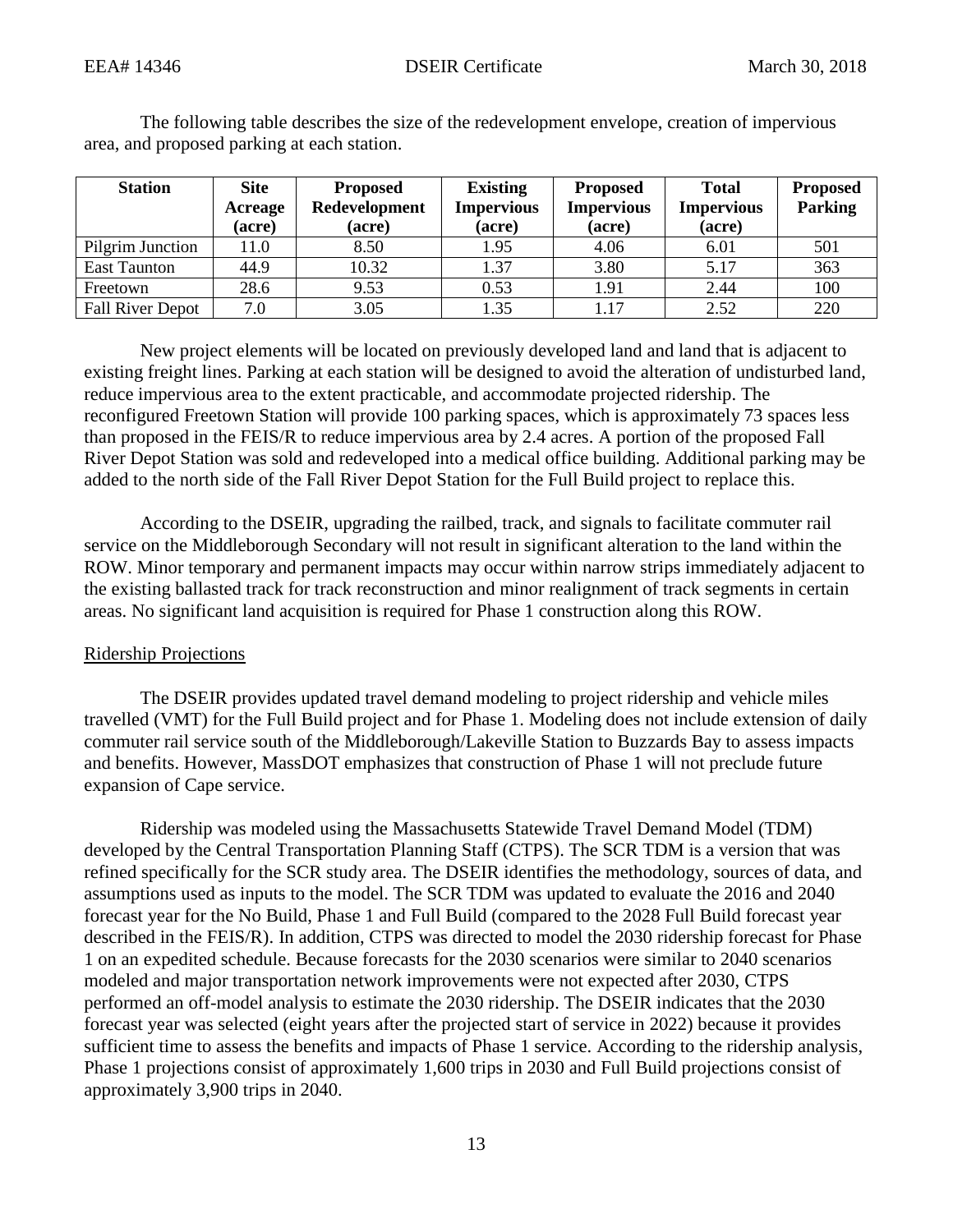The following table describes the size of the redevelopment envelope, creation of impervious area, and proposed parking at each station.

| Station | Site Acreage (acre) | Proposed Redevelopment (acre) | Existing Impervious (acre) | Proposed Impervious (acre) | Total Impervious (acre) | Proposed Parking |
|---|---|---|---|---|---|---|
| Pilgrim Junction | 11.0 | 8.50 | 1.95 | 4.06 | 6.01 | 501 |
| East Taunton | 44.9 | 10.32 | 1.37 | 3.80 | 5.17 | 363 |
| Freetown | 28.6 | 9.53 | 0.53 | 1.91 | 2.44 | 100 |
| Fall River Depot | 7.0 | 3.05 | 1.35 | 1.17 | 2.52 | 220 |

New project elements will be located on previously developed land and land that is adjacent to existing freight lines. Parking at each station will be designed to avoid the alteration of undisturbed land, reduce impervious area to the extent practicable, and accommodate projected ridership. The reconfigured Freetown Station will provide 100 parking spaces, which is approximately 73 spaces less than proposed in the FEIS/R to reduce impervious area by 2.4 acres. A portion of the proposed Fall River Depot Station was sold and redeveloped into a medical office building. Additional parking may be added to the north side of the Fall River Depot Station for the Full Build project to replace this.

According to the DSEIR, upgrading the railbed, track, and signals to facilitate commuter rail service on the Middleborough Secondary will not result in significant alteration to the land within the ROW. Minor temporary and permanent impacts may occur within narrow strips immediately adjacent to the existing ballasted track for track reconstruction and minor realignment of track segments in certain areas. No significant land acquisition is required for Phase 1 construction along this ROW.

Ridership Projections

The DSEIR provides updated travel demand modeling to project ridership and vehicle miles travelled (VMT) for the Full Build project and for Phase 1. Modeling does not include extension of daily commuter rail service south of the Middleborough/Lakeville Station to Buzzards Bay to assess impacts and benefits. However, MassDOT emphasizes that construction of Phase 1 will not preclude future expansion of Cape service.

Ridership was modeled using the Massachusetts Statewide Travel Demand Model (TDM) developed by the Central Transportation Planning Staff (CTPS). The SCR TDM is a version that was refined specifically for the SCR study area. The DSEIR identifies the methodology, sources of data, and assumptions used as inputs to the model. The SCR TDM was updated to evaluate the 2016 and 2040 forecast year for the No Build, Phase 1 and Full Build (compared to the 2028 Full Build forecast year described in the FEIS/R). In addition, CTPS was directed to model the 2030 ridership forecast for Phase 1 on an expedited schedule. Because forecasts for the 2030 scenarios were similar to 2040 scenarios modeled and major transportation network improvements were not expected after 2030, CTPS performed an off-model analysis to estimate the 2030 ridership. The DSEIR indicates that the 2030 forecast year was selected (eight years after the projected start of service in 2022) because it provides sufficient time to assess the benefits and impacts of Phase 1 service. According to the ridership analysis, Phase 1 projections consist of approximately 1,600 trips in 2030 and Full Build projections consist of approximately 3,900 trips in 2040.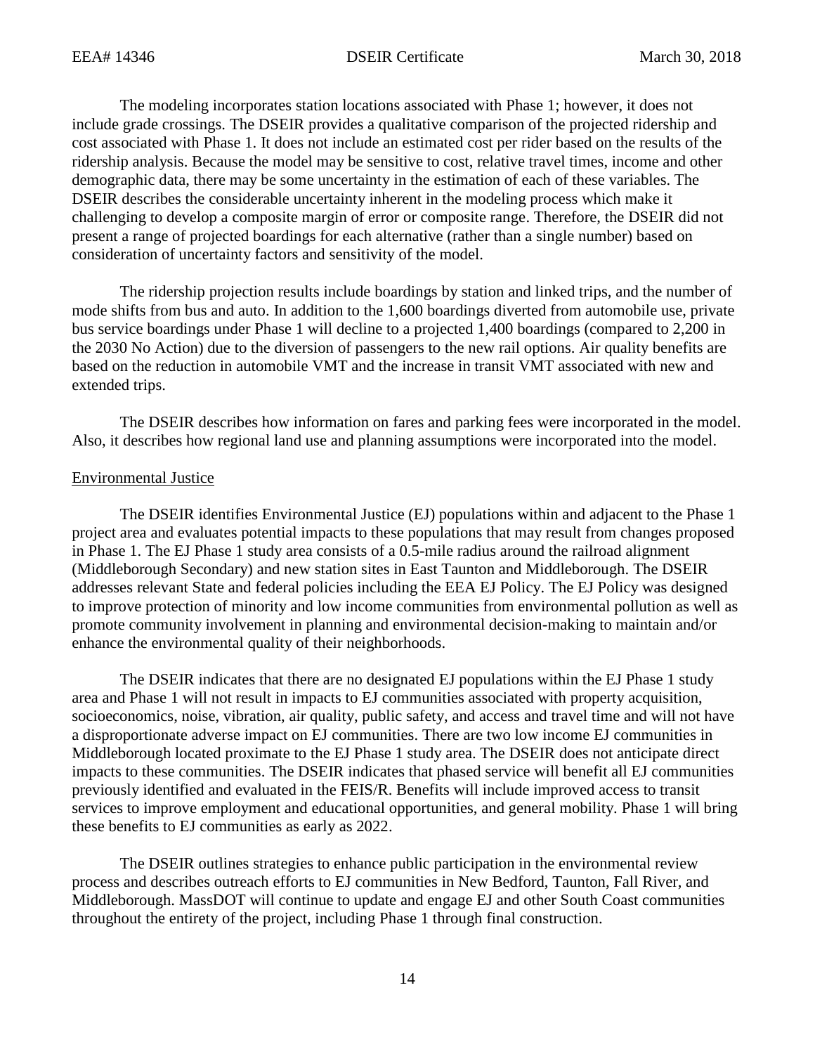The modeling incorporates station locations associated with Phase 1; however, it does not include grade crossings. The DSEIR provides a qualitative comparison of the projected ridership and cost associated with Phase 1. It does not include an estimated cost per rider based on the results of the ridership analysis. Because the model may be sensitive to cost, relative travel times, income and other demographic data, there may be some uncertainty in the estimation of each of these variables. The DSEIR describes the considerable uncertainty inherent in the modeling process which make it challenging to develop a composite margin of error or composite range. Therefore, the DSEIR did not present a range of projected boardings for each alternative (rather than a single number) based on consideration of uncertainty factors and sensitivity of the model.

The ridership projection results include boardings by station and linked trips, and the number of mode shifts from bus and auto. In addition to the 1,600 boardings diverted from automobile use, private bus service boardings under Phase 1 will decline to a projected 1,400 boardings (compared to 2,200 in the 2030 No Action) due to the diversion of passengers to the new rail options. Air quality benefits are based on the reduction in automobile VMT and the increase in transit VMT associated with new and extended trips.

The DSEIR describes how information on fares and parking fees were incorporated in the model. Also, it describes how regional land use and planning assumptions were incorporated into the model.

## Environmental Justice

The DSEIR identifies Environmental Justice (EJ) populations within and adjacent to the Phase 1 project area and evaluates potential impacts to these populations that may result from changes proposed in Phase 1. The EJ Phase 1 study area consists of a 0.5-mile radius around the railroad alignment (Middleborough Secondary) and new station sites in East Taunton and Middleborough. The DSEIR addresses relevant State and federal policies including the EEA EJ Policy. The EJ Policy was designed to improve protection of minority and low income communities from environmental pollution as well as promote community involvement in planning and environmental decision-making to maintain and/or enhance the environmental quality of their neighborhoods.

The DSEIR indicates that there are no designated EJ populations within the EJ Phase 1 study area and Phase 1 will not result in impacts to EJ communities associated with property acquisition, socioeconomics, noise, vibration, air quality, public safety, and access and travel time and will not have a disproportionate adverse impact on EJ communities. There are two low income EJ communities in Middleborough located proximate to the EJ Phase 1 study area. The DSEIR does not anticipate direct impacts to these communities. The DSEIR indicates that phased service will benefit all EJ communities previously identified and evaluated in the FEIS/R. Benefits will include improved access to transit services to improve employment and educational opportunities, and general mobility. Phase 1 will bring these benefits to EJ communities as early as 2022.

The DSEIR outlines strategies to enhance public participation in the environmental review process and describes outreach efforts to EJ communities in New Bedford, Taunton, Fall River, and Middleborough. MassDOT will continue to update and engage EJ and other South Coast communities throughout the entirety of the project, including Phase 1 through final construction.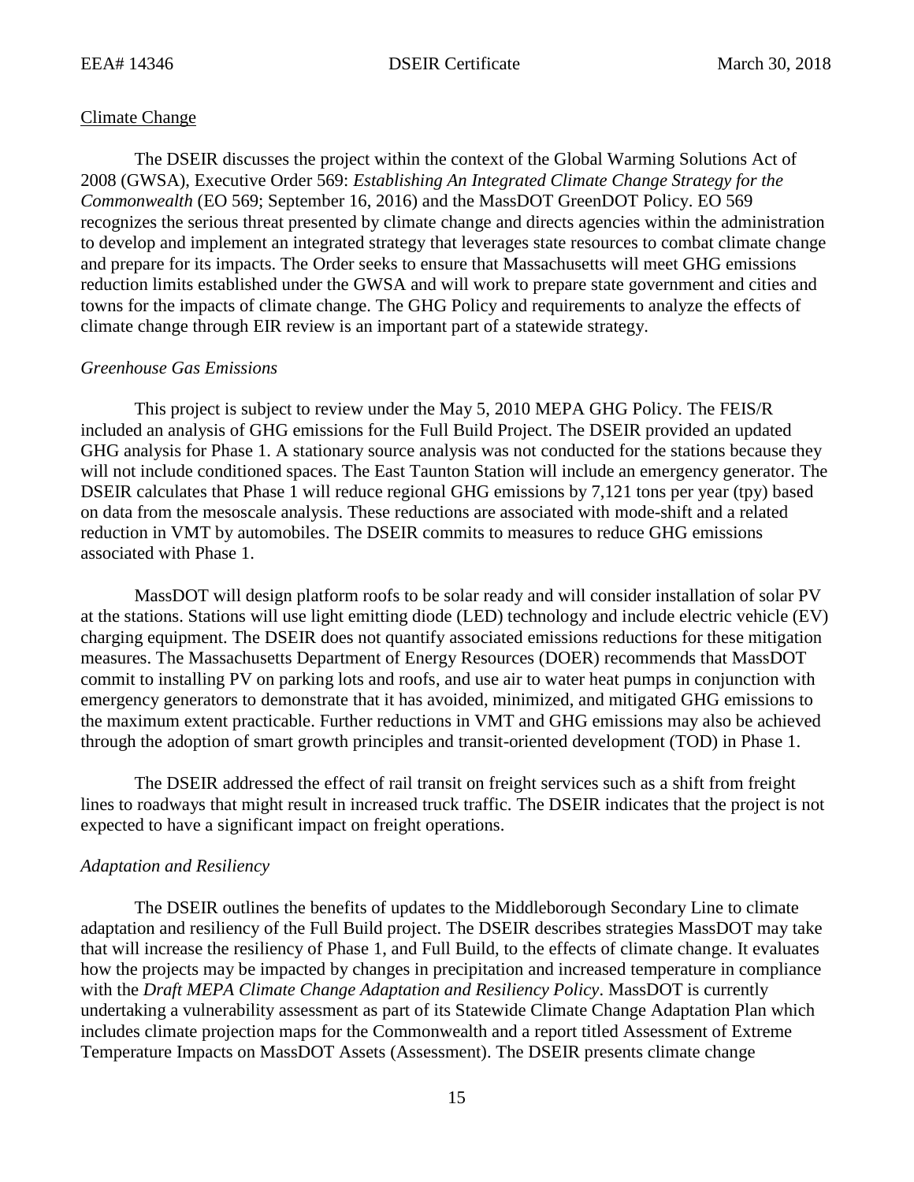## Climate Change

The DSEIR discusses the project within the context of the Global Warming Solutions Act of 2008 (GWSA), Executive Order 569: *Establishing An Integrated Climate Change Strategy for the Commonwealth* (EO 569; September 16, 2016) and the MassDOT GreenDOT Policy. EO 569 recognizes the serious threat presented by climate change and directs agencies within the administration to develop and implement an integrated strategy that leverages state resources to combat climate change and prepare for its impacts. The Order seeks to ensure that Massachusetts will meet GHG emissions reduction limits established under the GWSA and will work to prepare state government and cities and towns for the impacts of climate change. The GHG Policy and requirements to analyze the effects of climate change through EIR review is an important part of a statewide strategy.

### *Greenhouse Gas Emissions*

This project is subject to review under the May 5, 2010 MEPA GHG Policy. The FEIS/R included an analysis of GHG emissions for the Full Build Project. The DSEIR provided an updated GHG analysis for Phase 1. A stationary source analysis was not conducted for the stations because they will not include conditioned spaces. The East Taunton Station will include an emergency generator. The DSEIR calculates that Phase 1 will reduce regional GHG emissions by 7,121 tons per year (tpy) based on data from the mesoscale analysis. These reductions are associated with mode-shift and a related reduction in VMT by automobiles. The DSEIR commits to measures to reduce GHG emissions associated with Phase 1.

MassDOT will design platform roofs to be solar ready and will consider installation of solar PV at the stations. Stations will use light emitting diode (LED) technology and include electric vehicle (EV) charging equipment. The DSEIR does not quantify associated emissions reductions for these mitigation measures. The Massachusetts Department of Energy Resources (DOER) recommends that MassDOT commit to installing PV on parking lots and roofs, and use air to water heat pumps in conjunction with emergency generators to demonstrate that it has avoided, minimized, and mitigated GHG emissions to the maximum extent practicable. Further reductions in VMT and GHG emissions may also be achieved through the adoption of smart growth principles and transit-oriented development (TOD) in Phase 1.

The DSEIR addressed the effect of rail transit on freight services such as a shift from freight lines to roadways that might result in increased truck traffic. The DSEIR indicates that the project is not expected to have a significant impact on freight operations.

### *Adaptation and Resiliency*

The DSEIR outlines the benefits of updates to the Middleborough Secondary Line to climate adaptation and resiliency of the Full Build project. The DSEIR describes strategies MassDOT may take that will increase the resiliency of Phase 1, and Full Build, to the effects of climate change. It evaluates how the projects may be impacted by changes in precipitation and increased temperature in compliance with the *Draft MEPA Climate Change Adaptation and Resiliency Policy*. MassDOT is currently undertaking a vulnerability assessment as part of its Statewide Climate Change Adaptation Plan which includes climate projection maps for the Commonwealth and a report titled Assessment of Extreme Temperature Impacts on MassDOT Assets (Assessment). The DSEIR presents climate change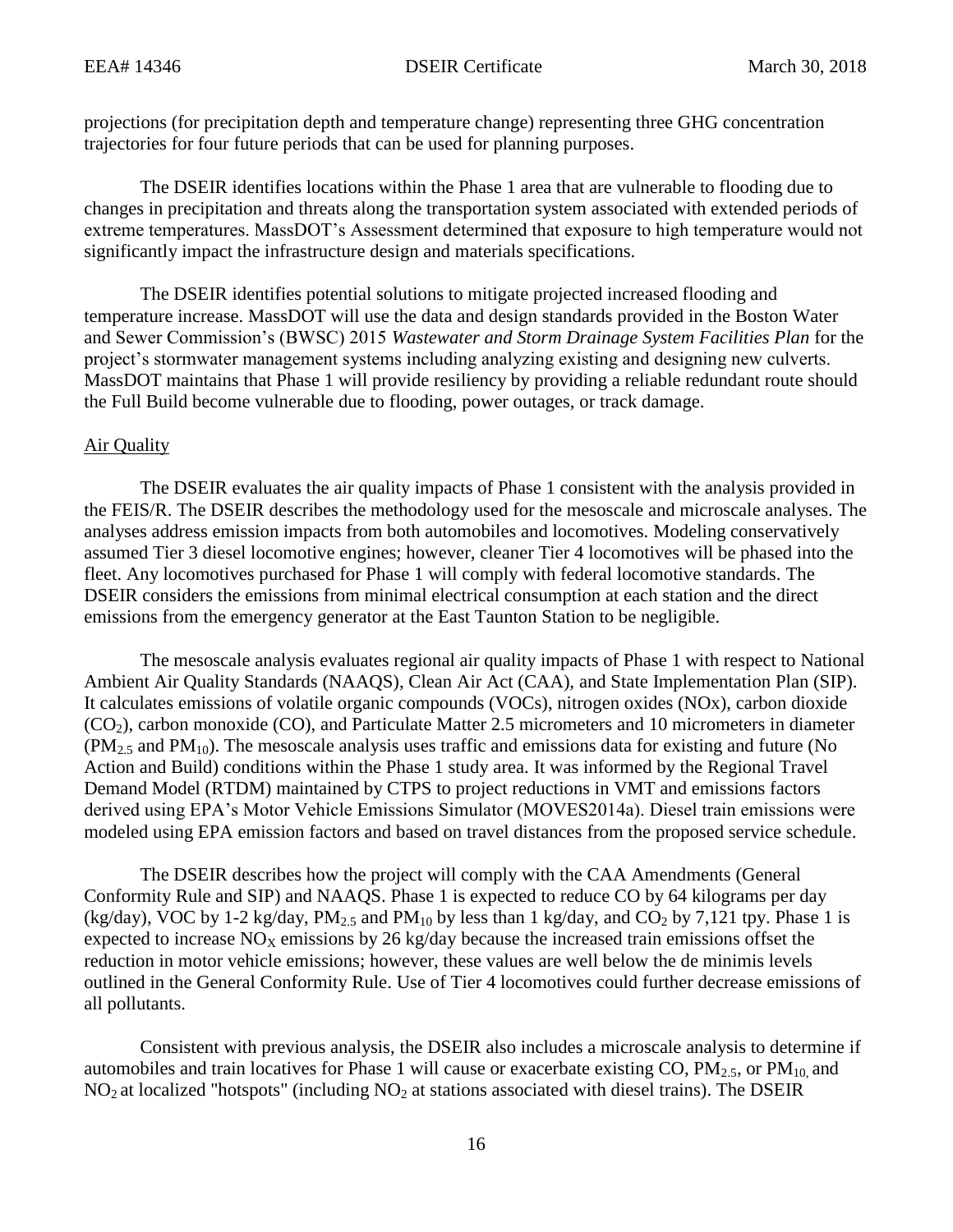projections (for precipitation depth and temperature change) representing three GHG concentration trajectories for four future periods that can be used for planning purposes.

The DSEIR identifies locations within the Phase 1 area that are vulnerable to flooding due to changes in precipitation and threats along the transportation system associated with extended periods of extreme temperatures. MassDOT's Assessment determined that exposure to high temperature would not significantly impact the infrastructure design and materials specifications.

The DSEIR identifies potential solutions to mitigate projected increased flooding and temperature increase. MassDOT will use the data and design standards provided in the Boston Water and Sewer Commission's (BWSC) 2015 *Wastewater and Storm Drainage System Facilities Plan* for the project's stormwater management systems including analyzing existing and designing new culverts. MassDOT maintains that Phase 1 will provide resiliency by providing a reliable redundant route should the Full Build become vulnerable due to flooding, power outages, or track damage.

Air Quality

The DSEIR evaluates the air quality impacts of Phase 1 consistent with the analysis provided in the FEIS/R. The DSEIR describes the methodology used for the mesoscale and microscale analyses. The analyses address emission impacts from both automobiles and locomotives. Modeling conservatively assumed Tier 3 diesel locomotive engines; however, cleaner Tier 4 locomotives will be phased into the fleet. Any locomotives purchased for Phase 1 will comply with federal locomotive standards. The DSEIR considers the emissions from minimal electrical consumption at each station and the direct emissions from the emergency generator at the East Taunton Station to be negligible.

The mesoscale analysis evaluates regional air quality impacts of Phase 1 with respect to National Ambient Air Quality Standards (NAAQS), Clean Air Act (CAA), and State Implementation Plan (SIP). It calculates emissions of volatile organic compounds (VOCs), nitrogen oxides (NOx), carbon dioxide ($CO_2$), carbon monoxide (CO), and Particulate Matter 2.5 micrometers and 10 micrometers in diameter ($PM_{2.5}$ and $PM_{10}$). The mesoscale analysis uses traffic and emissions data for existing and future (No Action and Build) conditions within the Phase 1 study area. It was informed by the Regional Travel Demand Model (RTDM) maintained by CTPS to project reductions in VMT and emissions factors derived using EPA's Motor Vehicle Emissions Simulator (MOVES2014a). Diesel train emissions were modeled using EPA emission factors and based on travel distances from the proposed service schedule.

The DSEIR describes how the project will comply with the CAA Amendments (General Conformity Rule and SIP) and NAAQS. Phase 1 is expected to reduce CO by 64 kilograms per day (kg/day), VOC by 1-2 kg/day, $PM_{2.5}$ and $PM_{10}$ by less than 1 kg/day, and $CO_2$ by 7,121 tpy. Phase 1 is expected to increase $NO_X$ emissions by 26 kg/day because the increased train emissions offset the reduction in motor vehicle emissions; however, these values are well below the de minimis levels outlined in the General Conformity Rule. Use of Tier 4 locomotives could further decrease emissions of all pollutants.

Consistent with previous analysis, the DSEIR also includes a microscale analysis to determine if automobiles and train locatives for Phase 1 will cause or exacerbate existing CO, $PM_{2.5}$, or $PM_{10}$, and $NO_2$ at localized "hotspots" (including $NO_2$ at stations associated with diesel trains). The DSEIR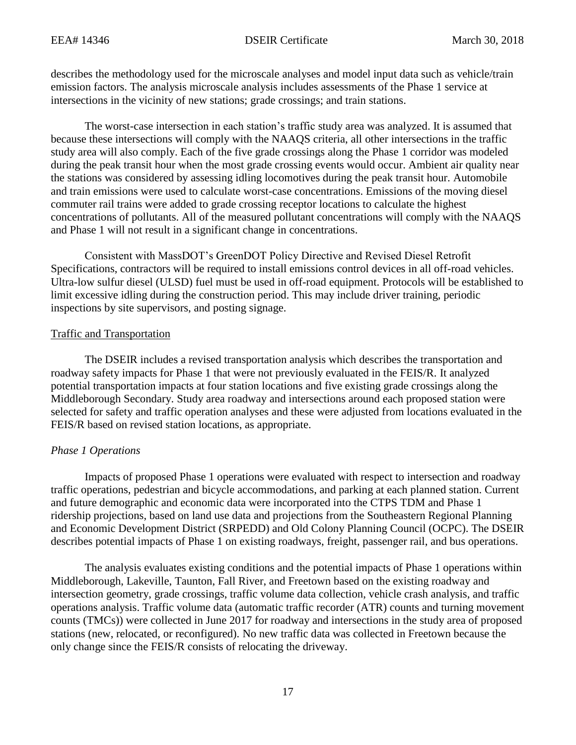describes the methodology used for the microscale analyses and model input data such as vehicle/train emission factors. The analysis microscale analysis includes assessments of the Phase 1 service at intersections in the vicinity of new stations; grade crossings; and train stations.

The worst-case intersection in each station's traffic study area was analyzed. It is assumed that because these intersections will comply with the NAAQS criteria, all other intersections in the traffic study area will also comply. Each of the five grade crossings along the Phase 1 corridor was modeled during the peak transit hour when the most grade crossing events would occur. Ambient air quality near the stations was considered by assessing idling locomotives during the peak transit hour. Automobile and train emissions were used to calculate worst-case concentrations. Emissions of the moving diesel commuter rail trains were added to grade crossing receptor locations to calculate the highest concentrations of pollutants. All of the measured pollutant concentrations will comply with the NAAQS and Phase 1 will not result in a significant change in concentrations.

Consistent with MassDOT's GreenDOT Policy Directive and Revised Diesel Retrofit Specifications, contractors will be required to install emissions control devices in all off-road vehicles. Ultra-low sulfur diesel (ULSD) fuel must be used in off-road equipment. Protocols will be established to limit excessive idling during the construction period. This may include driver training, periodic inspections by site supervisors, and posting signage.

## Traffic and Transportation

The DSEIR includes a revised transportation analysis which describes the transportation and roadway safety impacts for Phase 1 that were not previously evaluated in the FEIS/R. It analyzed potential transportation impacts at four station locations and five existing grade crossings along the Middleborough Secondary. Study area roadway and intersections around each proposed station were selected for safety and traffic operation analyses and these were adjusted from locations evaluated in the FEIS/R based on revised station locations, as appropriate.

### *Phase 1 Operations*

Impacts of proposed Phase 1 operations were evaluated with respect to intersection and roadway traffic operations, pedestrian and bicycle accommodations, and parking at each planned station. Current and future demographic and economic data were incorporated into the CTPS TDM and Phase 1 ridership projections, based on land use data and projections from the Southeastern Regional Planning and Economic Development District (SRPEDD) and Old Colony Planning Council (OCPC). The DSEIR describes potential impacts of Phase 1 on existing roadways, freight, passenger rail, and bus operations.

The analysis evaluates existing conditions and the potential impacts of Phase 1 operations within Middleborough, Lakeville, Taunton, Fall River, and Freetown based on the existing roadway and intersection geometry, grade crossings, traffic volume data collection, vehicle crash analysis, and traffic operations analysis. Traffic volume data (automatic traffic recorder (ATR) counts and turning movement counts (TMCs)) were collected in June 2017 for roadway and intersections in the study area of proposed stations (new, relocated, or reconfigured). No new traffic data was collected in Freetown because the only change since the FEIS/R consists of relocating the driveway.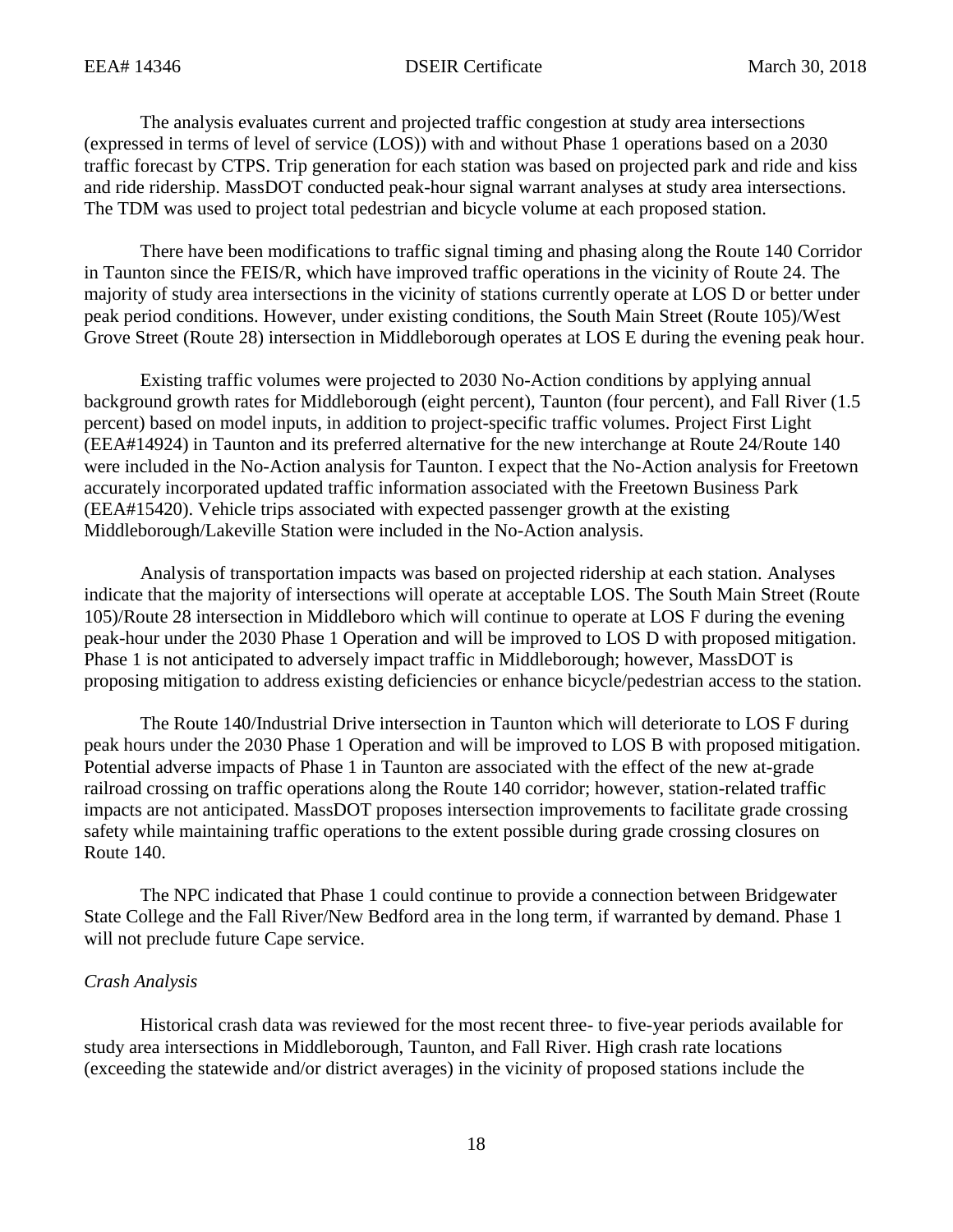The analysis evaluates current and projected traffic congestion at study area intersections (expressed in terms of level of service (LOS)) with and without Phase 1 operations based on a 2030 traffic forecast by CTPS. Trip generation for each station was based on projected park and ride and kiss and ride ridership. MassDOT conducted peak-hour signal warrant analyses at study area intersections. The TDM was used to project total pedestrian and bicycle volume at each proposed station.

There have been modifications to traffic signal timing and phasing along the Route 140 Corridor in Taunton since the FEIS/R, which have improved traffic operations in the vicinity of Route 24. The majority of study area intersections in the vicinity of stations currently operate at LOS D or better under peak period conditions. However, under existing conditions, the South Main Street (Route 105)/West Grove Street (Route 28) intersection in Middleborough operates at LOS E during the evening peak hour.

Existing traffic volumes were projected to 2030 No-Action conditions by applying annual background growth rates for Middleborough (eight percent), Taunton (four percent), and Fall River (1.5 percent) based on model inputs, in addition to project-specific traffic volumes. Project First Light (EEA#14924) in Taunton and its preferred alternative for the new interchange at Route 24/Route 140 were included in the No-Action analysis for Taunton. I expect that the No-Action analysis for Freetown accurately incorporated updated traffic information associated with the Freetown Business Park (EEA#15420). Vehicle trips associated with expected passenger growth at the existing Middleborough/Lakeville Station were included in the No-Action analysis.

Analysis of transportation impacts was based on projected ridership at each station. Analyses indicate that the majority of intersections will operate at acceptable LOS. The South Main Street (Route 105)/Route 28 intersection in Middleboro which will continue to operate at LOS F during the evening peak-hour under the 2030 Phase 1 Operation and will be improved to LOS D with proposed mitigation. Phase 1 is not anticipated to adversely impact traffic in Middleborough; however, MassDOT is proposing mitigation to address existing deficiencies or enhance bicycle/pedestrian access to the station.

The Route 140/Industrial Drive intersection in Taunton which will deteriorate to LOS F during peak hours under the 2030 Phase 1 Operation and will be improved to LOS B with proposed mitigation. Potential adverse impacts of Phase 1 in Taunton are associated with the effect of the new at-grade railroad crossing on traffic operations along the Route 140 corridor; however, station-related traffic impacts are not anticipated. MassDOT proposes intersection improvements to facilitate grade crossing safety while maintaining traffic operations to the extent possible during grade crossing closures on Route 140.

The NPC indicated that Phase 1 could continue to provide a connection between Bridgewater State College and the Fall River/New Bedford area in the long term, if warranted by demand. Phase 1 will not preclude future Cape service.

*Crash Analysis*

Historical crash data was reviewed for the most recent three- to five-year periods available for study area intersections in Middleborough, Taunton, and Fall River. High crash rate locations (exceeding the statewide and/or district averages) in the vicinity of proposed stations include the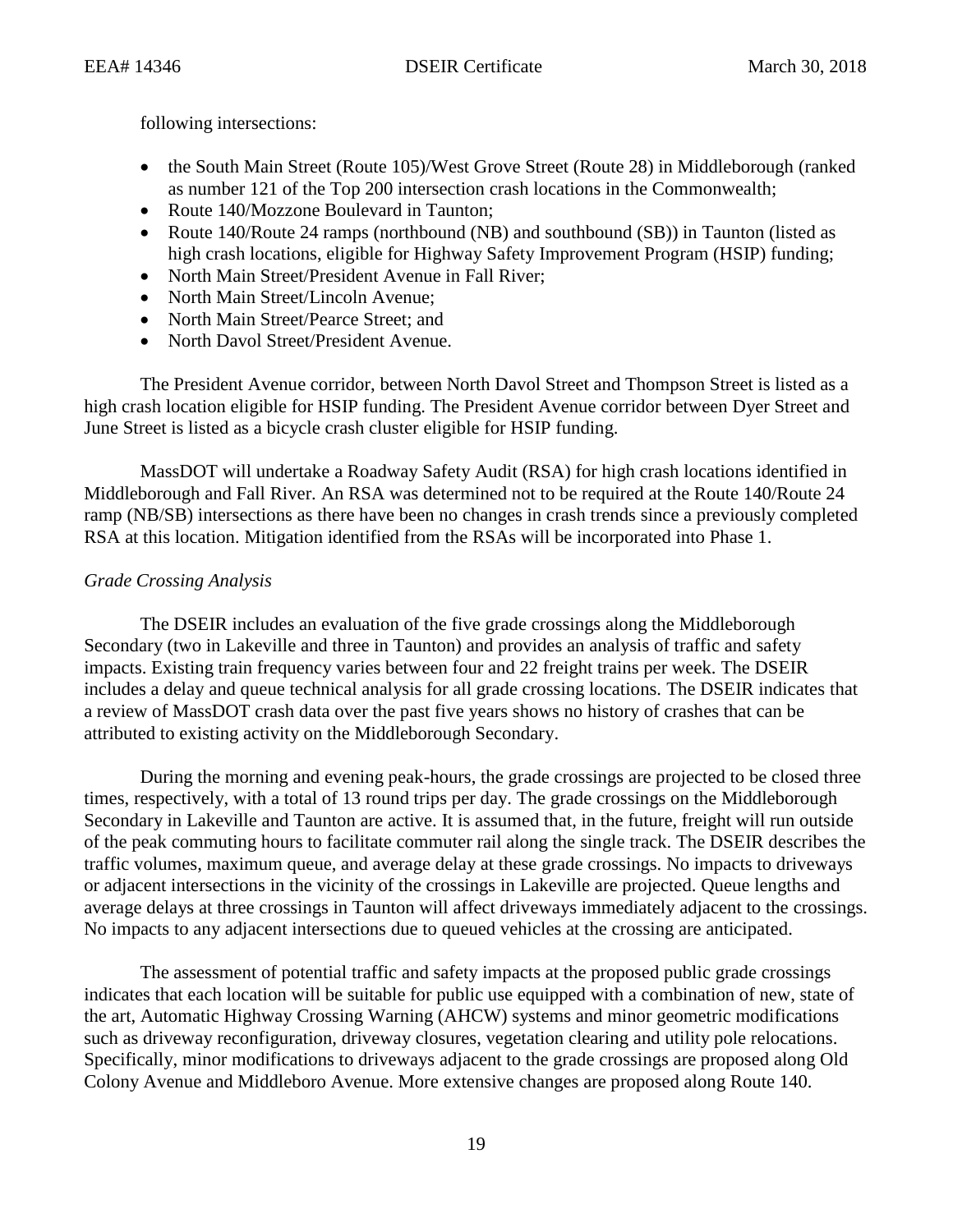following intersections:

- the South Main Street (Route 105)/West Grove Street (Route 28) in Middleborough (ranked as number 121 of the Top 200 intersection crash locations in the Commonwealth;
- Route 140/Mozzone Boulevard in Taunton;
- Route 140/Route 24 ramps (northbound (NB) and southbound (SB)) in Taunton (listed as high crash locations, eligible for Highway Safety Improvement Program (HSIP) funding;
- North Main Street/President Avenue in Fall River;
- North Main Street/Lincoln Avenue;
- North Main Street/Pearce Street; and
- North Davol Street/President Avenue.

The President Avenue corridor, between North Davol Street and Thompson Street is listed as a high crash location eligible for HSIP funding. The President Avenue corridor between Dyer Street and June Street is listed as a bicycle crash cluster eligible for HSIP funding.

MassDOT will undertake a Roadway Safety Audit (RSA) for high crash locations identified in Middleborough and Fall River. An RSA was determined not to be required at the Route 140/Route 24 ramp (NB/SB) intersections as there have been no changes in crash trends since a previously completed RSA at this location. Mitigation identified from the RSAs will be incorporated into Phase 1.

*Grade Crossing Analysis*

The DSEIR includes an evaluation of the five grade crossings along the Middleborough Secondary (two in Lakeville and three in Taunton) and provides an analysis of traffic and safety impacts. Existing train frequency varies between four and 22 freight trains per week. The DSEIR includes a delay and queue technical analysis for all grade crossing locations. The DSEIR indicates that a review of MassDOT crash data over the past five years shows no history of crashes that can be attributed to existing activity on the Middleborough Secondary.

During the morning and evening peak-hours, the grade crossings are projected to be closed three times, respectively, with a total of 13 round trips per day. The grade crossings on the Middleborough Secondary in Lakeville and Taunton are active. It is assumed that, in the future, freight will run outside of the peak commuting hours to facilitate commuter rail along the single track. The DSEIR describes the traffic volumes, maximum queue, and average delay at these grade crossings. No impacts to driveways or adjacent intersections in the vicinity of the crossings in Lakeville are projected. Queue lengths and average delays at three crossings in Taunton will affect driveways immediately adjacent to the crossings. No impacts to any adjacent intersections due to queued vehicles at the crossing are anticipated.

The assessment of potential traffic and safety impacts at the proposed public grade crossings indicates that each location will be suitable for public use equipped with a combination of new, state of the art, Automatic Highway Crossing Warning (AHCW) systems and minor geometric modifications such as driveway reconfiguration, driveway closures, vegetation clearing and utility pole relocations. Specifically, minor modifications to driveways adjacent to the grade crossings are proposed along Old Colony Avenue and Middleboro Avenue. More extensive changes are proposed along Route 140.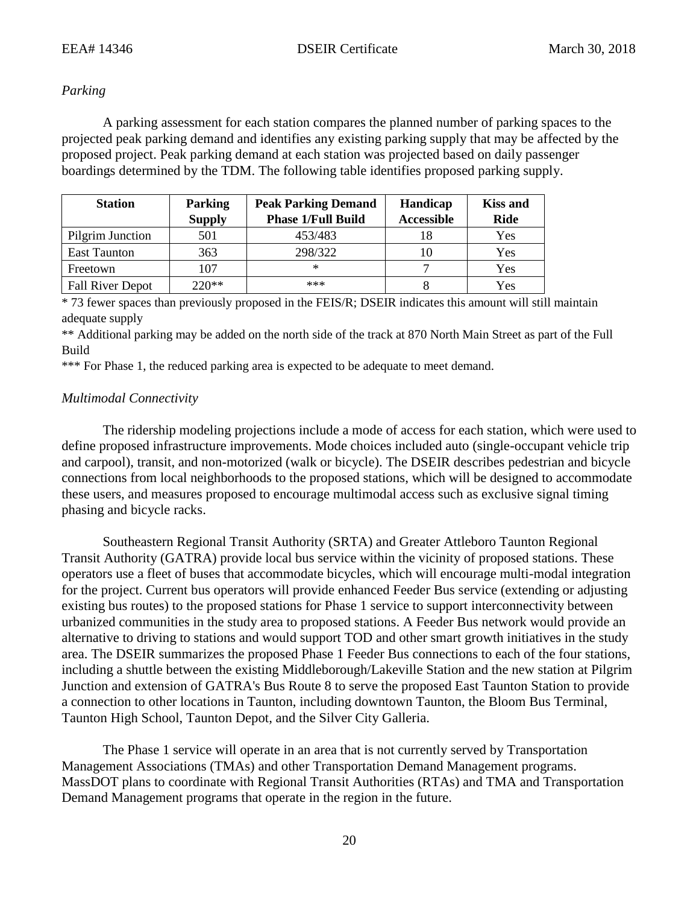*Parking*

A parking assessment for each station compares the planned number of parking spaces to the projected peak parking demand and identifies any existing parking supply that may be affected by the proposed project. Peak parking demand at each station was projected based on daily passenger boardings determined by the TDM. The following table identifies proposed parking supply.

| Station | Parking Supply | Peak Parking Demand Phase 1/Full Build | Handicap Accessible | Kiss and Ride |
|---|---|---|---|---|
| Pilgrim Junction | 501 | 453/483 | 18 | Yes |
| East Taunton | 363 | 298/322 | 10 | Yes |
| Freetown | 107 | * | 7 | Yes |
| Fall River Depot | 220** | *** | 8 | Yes |

* 73 fewer spaces than previously proposed in the FEIS/R; DSEIR indicates this amount will still maintain adequate supply

** Additional parking may be added on the north side of the track at 870 North Main Street as part of the Full Build

*** For Phase 1, the reduced parking area is expected to be adequate to meet demand.

*Multimodal Connectivity*

The ridership modeling projections include a mode of access for each station, which were used to define proposed infrastructure improvements. Mode choices included auto (single-occupant vehicle trip and carpool), transit, and non-motorized (walk or bicycle). The DSEIR describes pedestrian and bicycle connections from local neighborhoods to the proposed stations, which will be designed to accommodate these users, and measures proposed to encourage multimodal access such as exclusive signal timing phasing and bicycle racks.

Southeastern Regional Transit Authority (SRTA) and Greater Attleboro Taunton Regional Transit Authority (GATRA) provide local bus service within the vicinity of proposed stations. These operators use a fleet of buses that accommodate bicycles, which will encourage multi-modal integration for the project. Current bus operators will provide enhanced Feeder Bus service (extending or adjusting existing bus routes) to the proposed stations for Phase 1 service to support interconnectivity between urbanized communities in the study area to proposed stations. A Feeder Bus network would provide an alternative to driving to stations and would support TOD and other smart growth initiatives in the study area. The DSEIR summarizes the proposed Phase 1 Feeder Bus connections to each of the four stations, including a shuttle between the existing Middleborough/Lakeville Station and the new station at Pilgrim Junction and extension of GATRA's Bus Route 8 to serve the proposed East Taunton Station to provide a connection to other locations in Taunton, including downtown Taunton, the Bloom Bus Terminal, Taunton High School, Taunton Depot, and the Silver City Galleria.

The Phase 1 service will operate in an area that is not currently served by Transportation Management Associations (TMAs) and other Transportation Demand Management programs. MassDOT plans to coordinate with Regional Transit Authorities (RTAs) and TMA and Transportation Demand Management programs that operate in the region in the future.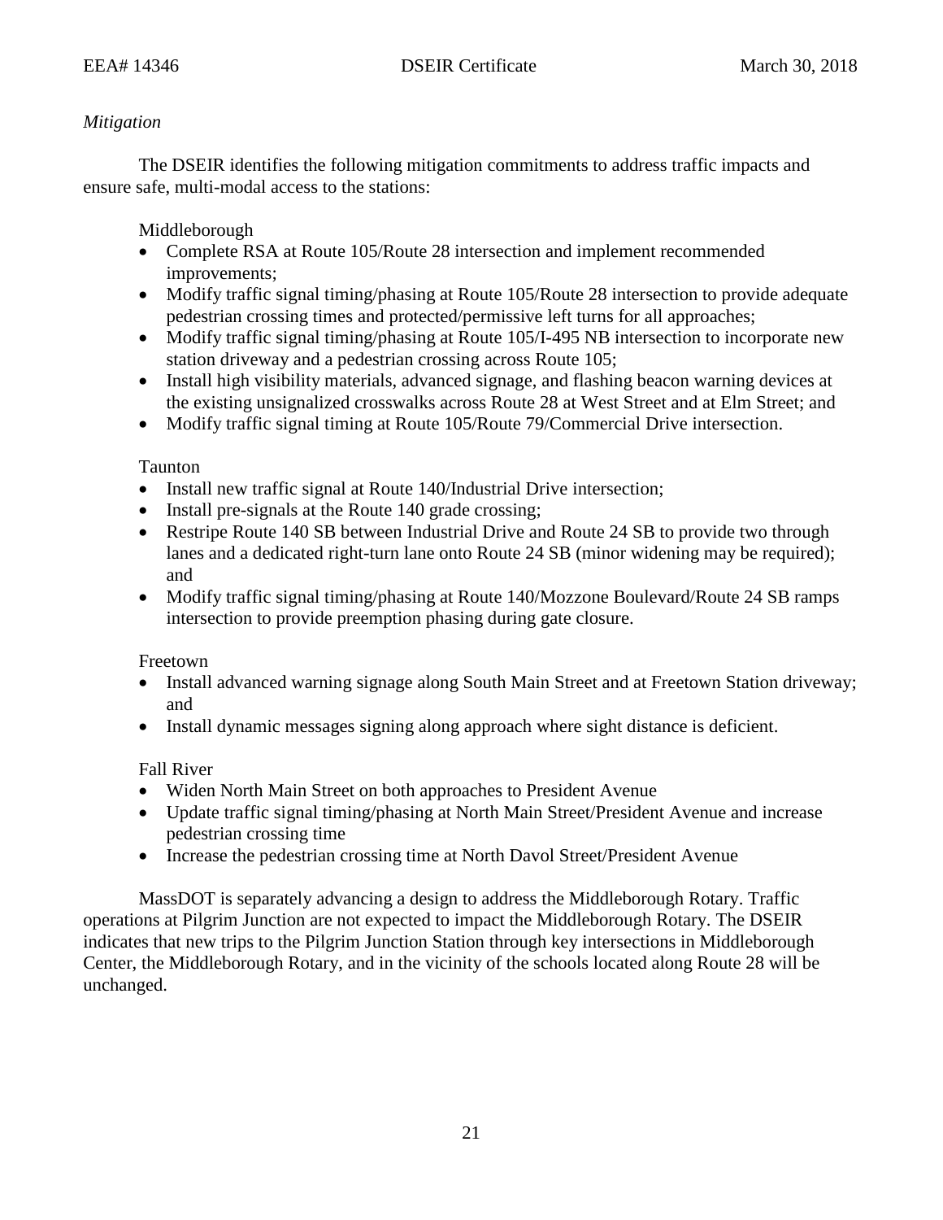*Mitigation*

The DSEIR identifies the following mitigation commitments to address traffic impacts and ensure safe, multi-modal access to the stations:

Middleborough

- Complete RSA at Route 105/Route 28 intersection and implement recommended improvements;
- Modify traffic signal timing/phasing at Route 105/Route 28 intersection to provide adequate pedestrian crossing times and protected/permissive left turns for all approaches;
- Modify traffic signal timing/phasing at Route 105/I-495 NB intersection to incorporate new station driveway and a pedestrian crossing across Route 105;
- Install high visibility materials, advanced signage, and flashing beacon warning devices at the existing unsignalized crosswalks across Route 28 at West Street and at Elm Street; and
- Modify traffic signal timing at Route 105/Route 79/Commercial Drive intersection.

Taunton

- Install new traffic signal at Route 140/Industrial Drive intersection;
- Install pre-signals at the Route 140 grade crossing;
- Restripe Route 140 SB between Industrial Drive and Route 24 SB to provide two through lanes and a dedicated right-turn lane onto Route 24 SB (minor widening may be required); and
- Modify traffic signal timing/phasing at Route 140/Mozzone Boulevard/Route 24 SB ramps intersection to provide preemption phasing during gate closure.

Freetown

- Install advanced warning signage along South Main Street and at Freetown Station driveway; and
- Install dynamic messages signing along approach where sight distance is deficient.

Fall River

- Widen North Main Street on both approaches to President Avenue
- Update traffic signal timing/phasing at North Main Street/President Avenue and increase pedestrian crossing time
- Increase the pedestrian crossing time at North Davol Street/President Avenue

MassDOT is separately advancing a design to address the Middleborough Rotary. Traffic operations at Pilgrim Junction are not expected to impact the Middleborough Rotary. The DSEIR indicates that new trips to the Pilgrim Junction Station through key intersections in Middleborough Center, the Middleborough Rotary, and in the vicinity of the schools located along Route 28 will be unchanged.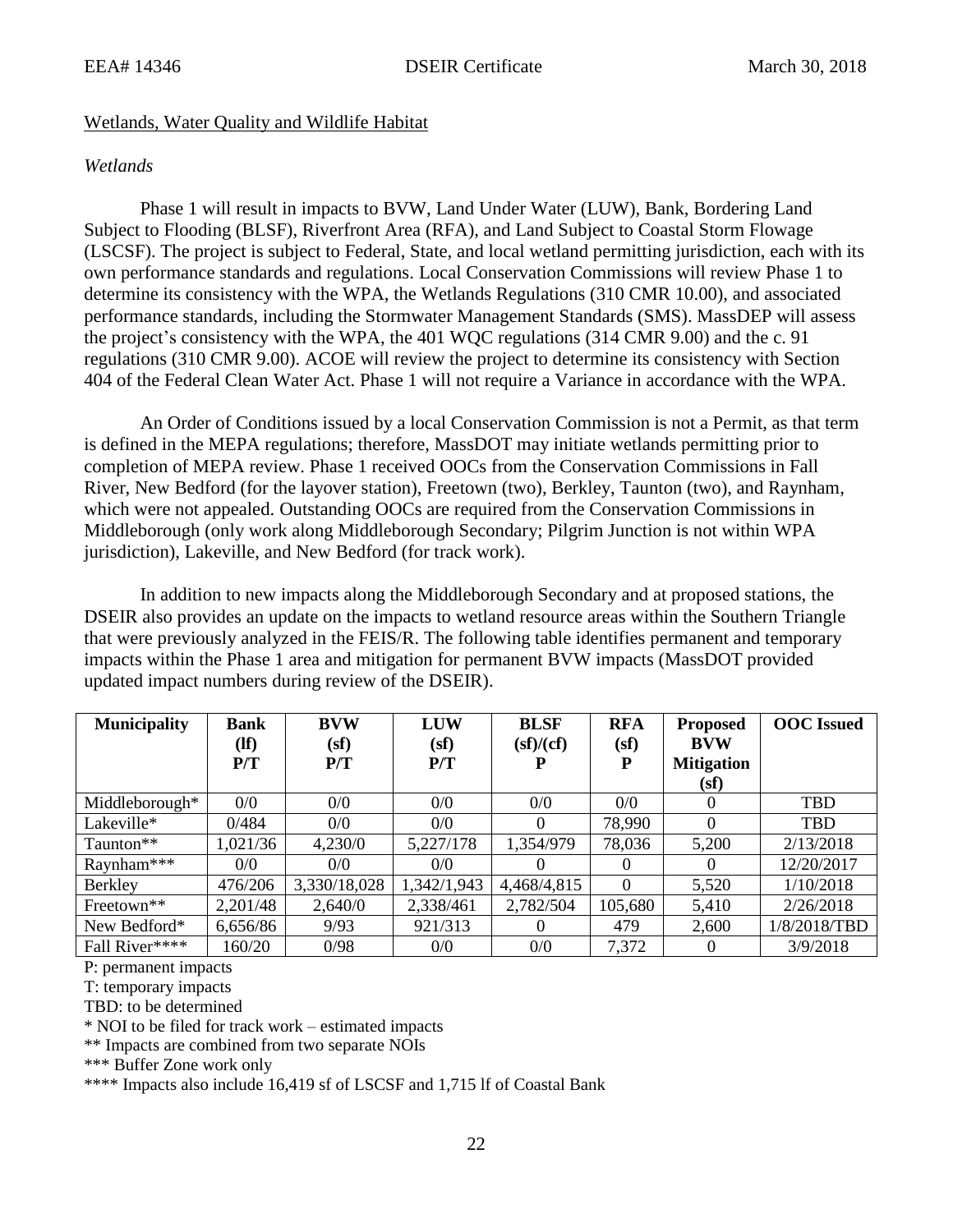Wetlands, Water Quality and Wildlife Habitat

*Wetlands*

Phase 1 will result in impacts to BVW, Land Under Water (LUW), Bank, Bordering Land Subject to Flooding (BLSF), Riverfront Area (RFA), and Land Subject to Coastal Storm Flowage (LSCSF). The project is subject to Federal, State, and local wetland permitting jurisdiction, each with its own performance standards and regulations. Local Conservation Commissions will review Phase 1 to determine its consistency with the WPA, the Wetlands Regulations (310 CMR 10.00), and associated performance standards, including the Stormwater Management Standards (SMS). MassDEP will assess the project's consistency with the WPA, the 401 WQC regulations (314 CMR 9.00) and the c. 91 regulations (310 CMR 9.00). ACOE will review the project to determine its consistency with Section 404 of the Federal Clean Water Act. Phase 1 will not require a Variance in accordance with the WPA.

An Order of Conditions issued by a local Conservation Commission is not a Permit, as that term is defined in the MEPA regulations; therefore, MassDOT may initiate wetlands permitting prior to completion of MEPA review. Phase 1 received OOCs from the Conservation Commissions in Fall River, New Bedford (for the layover station), Freetown (two), Berkley, Taunton (two), and Raynham, which were not appealed. Outstanding OOCs are required from the Conservation Commissions in Middleborough (only work along Middleborough Secondary; Pilgrim Junction is not within WPA jurisdiction), Lakeville, and New Bedford (for track work).

In addition to new impacts along the Middleborough Secondary and at proposed stations, the DSEIR also provides an update on the impacts to wetland resource areas within the Southern Triangle that were previously analyzed in the FEIS/R. The following table identifies permanent and temporary impacts within the Phase 1 area and mitigation for permanent BVW impacts (MassDOT provided updated impact numbers during review of the DSEIR).

| Municipality | Bank (lf) P/T | BVW (sf) P/T | LUW (sf) P/T | BLSF (sf)/(cf) P | RFA (sf) P | Proposed BVW Mitigation (sf) | OOC Issued |
|---|---|---|---|---|---|---|---|
| Middleborough* | 0/0 | 0/0 | 0/0 | 0/0 | 0/0 | 0 | TBD |
| Lakeville* | 0/484 | 0/0 | 0/0 | 0 | 78,990 | 0 | TBD |
| Taunton** | 1,021/36 | 4,230/0 | 5,227/178 | 1,354/979 | 78,036 | 5,200 | 2/13/2018 |
| Raynham*** | 0/0 | 0/0 | 0/0 | 0 | 0 | 0 | 12/20/2017 |
| Berkley | 476/206 | 3,330/18,028 | 1,342/1,943 | 4,468/4,815 | 0 | 5,520 | 1/10/2018 |
| Freetown** | 2,201/48 | 2,640/0 | 2,338/461 | 2,782/504 | 105,680 | 5,410 | 2/26/2018 |
| New Bedford* | 6,656/86 | 9/93 | 921/313 | 0 | 479 | 2,600 | 1/8/2018/TBD |
| Fall River**** | 160/20 | 0/98 | 0/0 | 0/0 | 7,372 | 0 | 3/9/2018 |

P: permanent impacts
T: temporary impacts
TBD: to be determined
* NOI to be filed for track work – estimated impacts
** Impacts are combined from two separate NOIs
*** Buffer Zone work only
**** Impacts also include 16,419 sf of LSCSF and 1,715 lf of Coastal Bank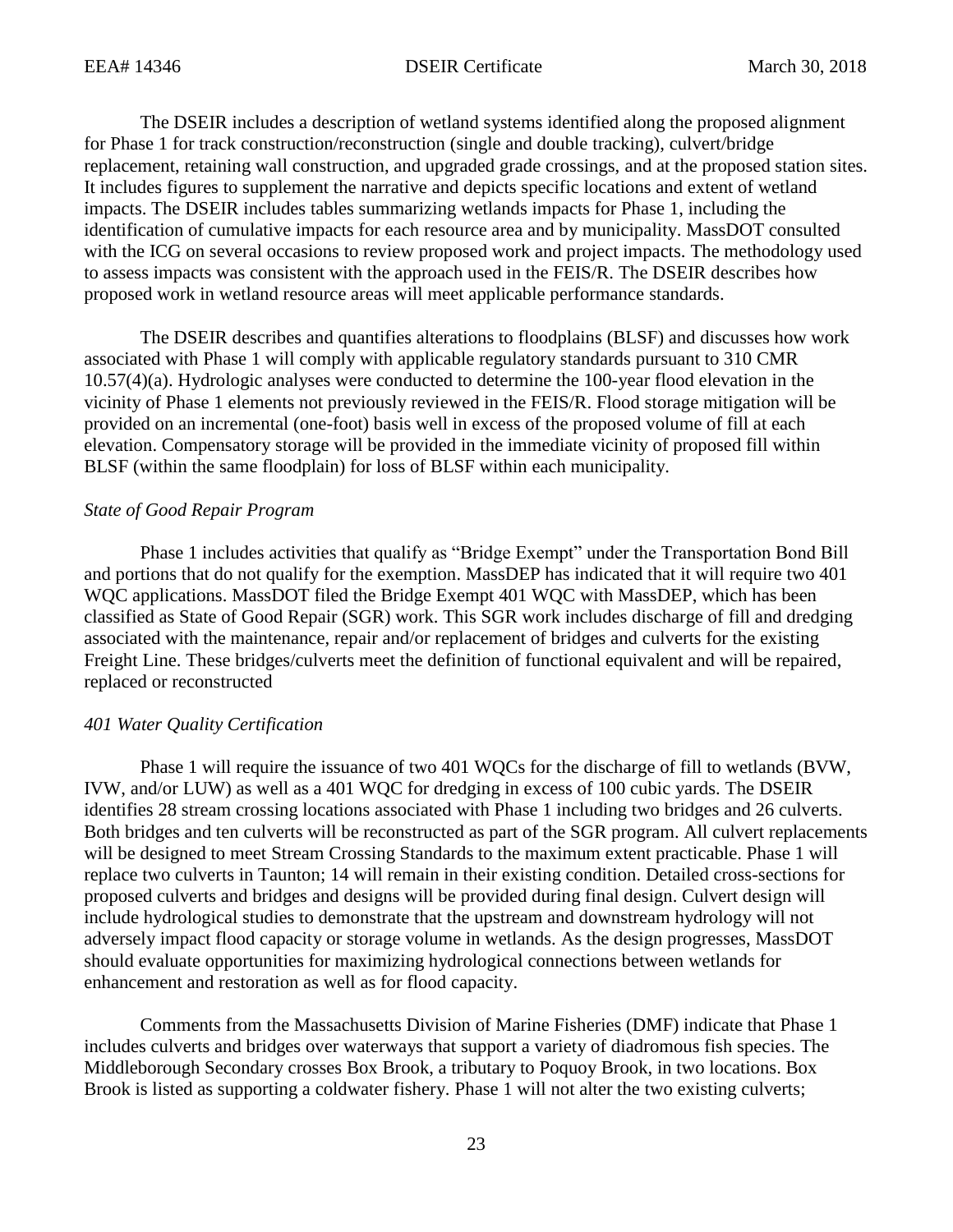The DSEIR includes a description of wetland systems identified along the proposed alignment for Phase 1 for track construction/reconstruction (single and double tracking), culvert/bridge replacement, retaining wall construction, and upgraded grade crossings, and at the proposed station sites. It includes figures to supplement the narrative and depicts specific locations and extent of wetland impacts. The DSEIR includes tables summarizing wetlands impacts for Phase 1, including the identification of cumulative impacts for each resource area and by municipality. MassDOT consulted with the ICG on several occasions to review proposed work and project impacts. The methodology used to assess impacts was consistent with the approach used in the FEIS/R. The DSEIR describes how proposed work in wetland resource areas will meet applicable performance standards.

The DSEIR describes and quantifies alterations to floodplains (BLSF) and discusses how work associated with Phase 1 will comply with applicable regulatory standards pursuant to 310 CMR 10.57(4)(a). Hydrologic analyses were conducted to determine the 100-year flood elevation in the vicinity of Phase 1 elements not previously reviewed in the FEIS/R. Flood storage mitigation will be provided on an incremental (one-foot) basis well in excess of the proposed volume of fill at each elevation. Compensatory storage will be provided in the immediate vicinity of proposed fill within BLSF (within the same floodplain) for loss of BLSF within each municipality.

*State of Good Repair Program*

Phase 1 includes activities that qualify as "Bridge Exempt" under the Transportation Bond Bill and portions that do not qualify for the exemption. MassDEP has indicated that it will require two 401 WQC applications. MassDOT filed the Bridge Exempt 401 WQC with MassDEP, which has been classified as State of Good Repair (SGR) work. This SGR work includes discharge of fill and dredging associated with the maintenance, repair and/or replacement of bridges and culverts for the existing Freight Line. These bridges/culverts meet the definition of functional equivalent and will be repaired, replaced or reconstructed

*401 Water Quality Certification*

Phase 1 will require the issuance of two 401 WQCs for the discharge of fill to wetlands (BVW, IVW, and/or LUW) as well as a 401 WQC for dredging in excess of 100 cubic yards. The DSEIR identifies 28 stream crossing locations associated with Phase 1 including two bridges and 26 culverts. Both bridges and ten culverts will be reconstructed as part of the SGR program. All culvert replacements will be designed to meet Stream Crossing Standards to the maximum extent practicable. Phase 1 will replace two culverts in Taunton; 14 will remain in their existing condition. Detailed cross-sections for proposed culverts and bridges and designs will be provided during final design. Culvert design will include hydrological studies to demonstrate that the upstream and downstream hydrology will not adversely impact flood capacity or storage volume in wetlands. As the design progresses, MassDOT should evaluate opportunities for maximizing hydrological connections between wetlands for enhancement and restoration as well as for flood capacity.

Comments from the Massachusetts Division of Marine Fisheries (DMF) indicate that Phase 1 includes culverts and bridges over waterways that support a variety of diadromous fish species. The Middleborough Secondary crosses Box Brook, a tributary to Poquoy Brook, in two locations. Box Brook is listed as supporting a coldwater fishery. Phase 1 will not alter the two existing culverts;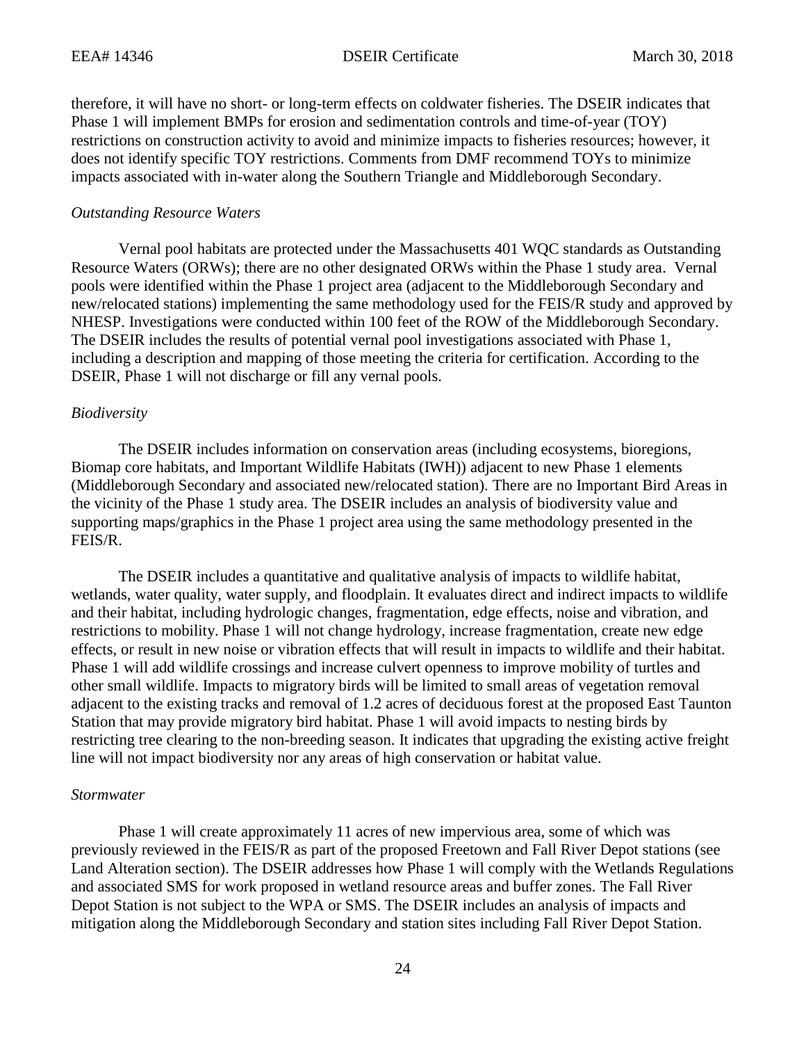therefore, it will have no short- or long-term effects on coldwater fisheries. The DSEIR indicates that Phase 1 will implement BMPs for erosion and sedimentation controls and time-of-year (TOY) restrictions on construction activity to avoid and minimize impacts to fisheries resources; however, it does not identify specific TOY restrictions. Comments from DMF recommend TOYs to minimize impacts associated with in-water along the Southern Triangle and Middleborough Secondary.

*Outstanding Resource Waters*

Vernal pool habitats are protected under the Massachusetts 401 WQC standards as Outstanding Resource Waters (ORWs); there are no other designated ORWs within the Phase 1 study area. Vernal pools were identified within the Phase 1 project area (adjacent to the Middleborough Secondary and new/relocated stations) implementing the same methodology used for the FEIS/R study and approved by NHESP. Investigations were conducted within 100 feet of the ROW of the Middleborough Secondary. The DSEIR includes the results of potential vernal pool investigations associated with Phase 1, including a description and mapping of those meeting the criteria for certification. According to the DSEIR, Phase 1 will not discharge or fill any vernal pools.

*Biodiversity*

The DSEIR includes information on conservation areas (including ecosystems, bioregions, Biomap core habitats, and Important Wildlife Habitats (IWH)) adjacent to new Phase 1 elements (Middleborough Secondary and associated new/relocated station). There are no Important Bird Areas in the vicinity of the Phase 1 study area. The DSEIR includes an analysis of biodiversity value and supporting maps/graphics in the Phase 1 project area using the same methodology presented in the FEIS/R.

The DSEIR includes a quantitative and qualitative analysis of impacts to wildlife habitat, wetlands, water quality, water supply, and floodplain. It evaluates direct and indirect impacts to wildlife and their habitat, including hydrologic changes, fragmentation, edge effects, noise and vibration, and restrictions to mobility. Phase 1 will not change hydrology, increase fragmentation, create new edge effects, or result in new noise or vibration effects that will result in impacts to wildlife and their habitat. Phase 1 will add wildlife crossings and increase culvert openness to improve mobility of turtles and other small wildlife. Impacts to migratory birds will be limited to small areas of vegetation removal adjacent to the existing tracks and removal of 1.2 acres of deciduous forest at the proposed East Taunton Station that may provide migratory bird habitat. Phase 1 will avoid impacts to nesting birds by restricting tree clearing to the non-breeding season. It indicates that upgrading the existing active freight line will not impact biodiversity nor any areas of high conservation or habitat value.

*Stormwater*

Phase 1 will create approximately 11 acres of new impervious area, some of which was previously reviewed in the FEIS/R as part of the proposed Freetown and Fall River Depot stations (see Land Alteration section). The DSEIR addresses how Phase 1 will comply with the Wetlands Regulations and associated SMS for work proposed in wetland resource areas and buffer zones. The Fall River Depot Station is not subject to the WPA or SMS. The DSEIR includes an analysis of impacts and mitigation along the Middleborough Secondary and station sites including Fall River Depot Station.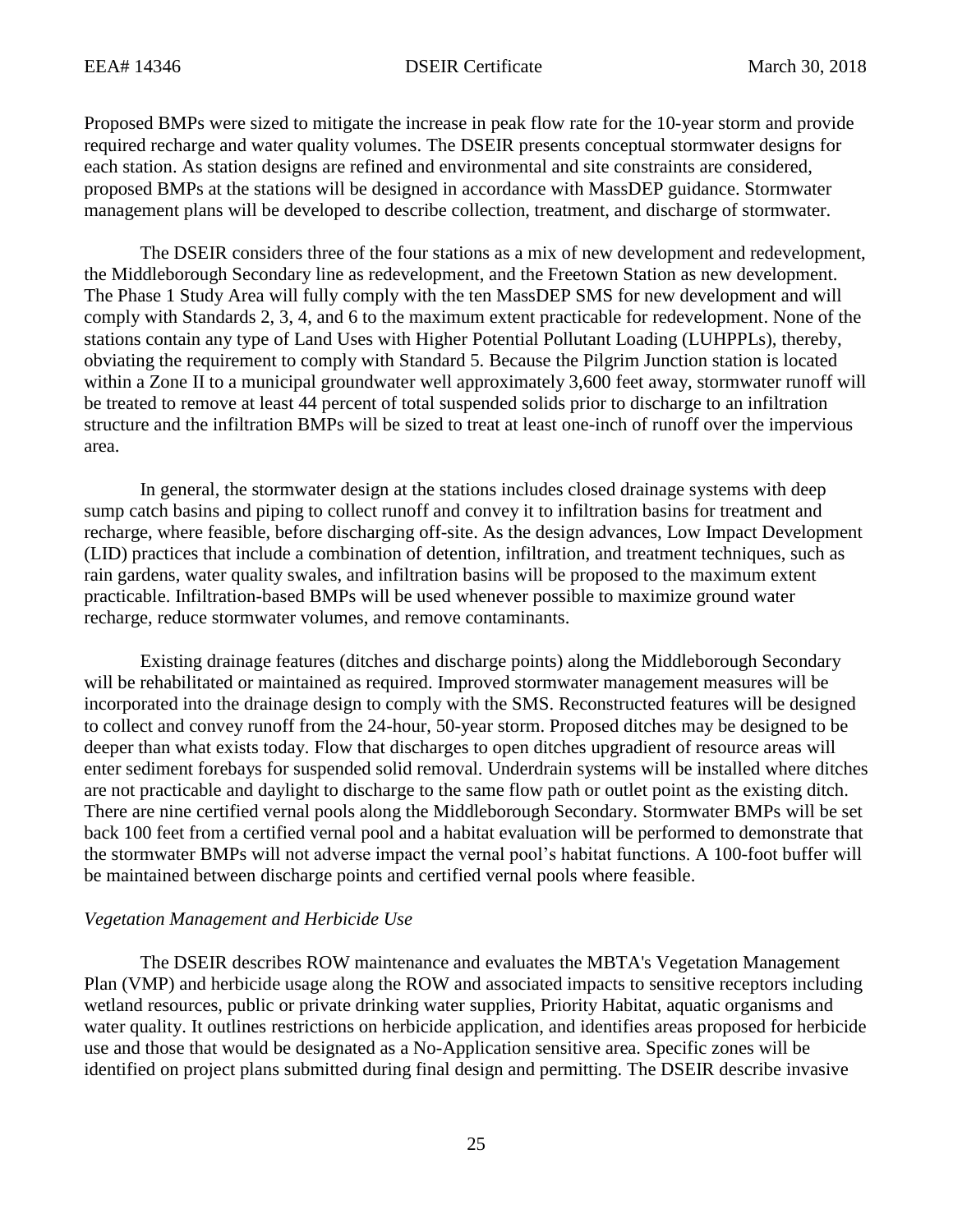Proposed BMPs were sized to mitigate the increase in peak flow rate for the 10-year storm and provide required recharge and water quality volumes. The DSEIR presents conceptual stormwater designs for each station. As station designs are refined and environmental and site constraints are considered, proposed BMPs at the stations will be designed in accordance with MassDEP guidance. Stormwater management plans will be developed to describe collection, treatment, and discharge of stormwater.

The DSEIR considers three of the four stations as a mix of new development and redevelopment, the Middleborough Secondary line as redevelopment, and the Freetown Station as new development. The Phase 1 Study Area will fully comply with the ten MassDEP SMS for new development and will comply with Standards 2, 3, 4, and 6 to the maximum extent practicable for redevelopment. None of the stations contain any type of Land Uses with Higher Potential Pollutant Loading (LUHPPLs), thereby, obviating the requirement to comply with Standard 5. Because the Pilgrim Junction station is located within a Zone II to a municipal groundwater well approximately 3,600 feet away, stormwater runoff will be treated to remove at least 44 percent of total suspended solids prior to discharge to an infiltration structure and the infiltration BMPs will be sized to treat at least one-inch of runoff over the impervious area.

In general, the stormwater design at the stations includes closed drainage systems with deep sump catch basins and piping to collect runoff and convey it to infiltration basins for treatment and recharge, where feasible, before discharging off-site. As the design advances, Low Impact Development (LID) practices that include a combination of detention, infiltration, and treatment techniques, such as rain gardens, water quality swales, and infiltration basins will be proposed to the maximum extent practicable. Infiltration-based BMPs will be used whenever possible to maximize ground water recharge, reduce stormwater volumes, and remove contaminants.

Existing drainage features (ditches and discharge points) along the Middleborough Secondary will be rehabilitated or maintained as required. Improved stormwater management measures will be incorporated into the drainage design to comply with the SMS. Reconstructed features will be designed to collect and convey runoff from the 24-hour, 50-year storm. Proposed ditches may be designed to be deeper than what exists today. Flow that discharges to open ditches upgradient of resource areas will enter sediment forebays for suspended solid removal. Underdrain systems will be installed where ditches are not practicable and daylight to discharge to the same flow path or outlet point as the existing ditch. There are nine certified vernal pools along the Middleborough Secondary. Stormwater BMPs will be set back 100 feet from a certified vernal pool and a habitat evaluation will be performed to demonstrate that the stormwater BMPs will not adverse impact the vernal pool's habitat functions. A 100-foot buffer will be maintained between discharge points and certified vernal pools where feasible.

*Vegetation Management and Herbicide Use*

The DSEIR describes ROW maintenance and evaluates the MBTA's Vegetation Management Plan (VMP) and herbicide usage along the ROW and associated impacts to sensitive receptors including wetland resources, public or private drinking water supplies, Priority Habitat, aquatic organisms and water quality. It outlines restrictions on herbicide application, and identifies areas proposed for herbicide use and those that would be designated as a No-Application sensitive area. Specific zones will be identified on project plans submitted during final design and permitting. The DSEIR describe invasive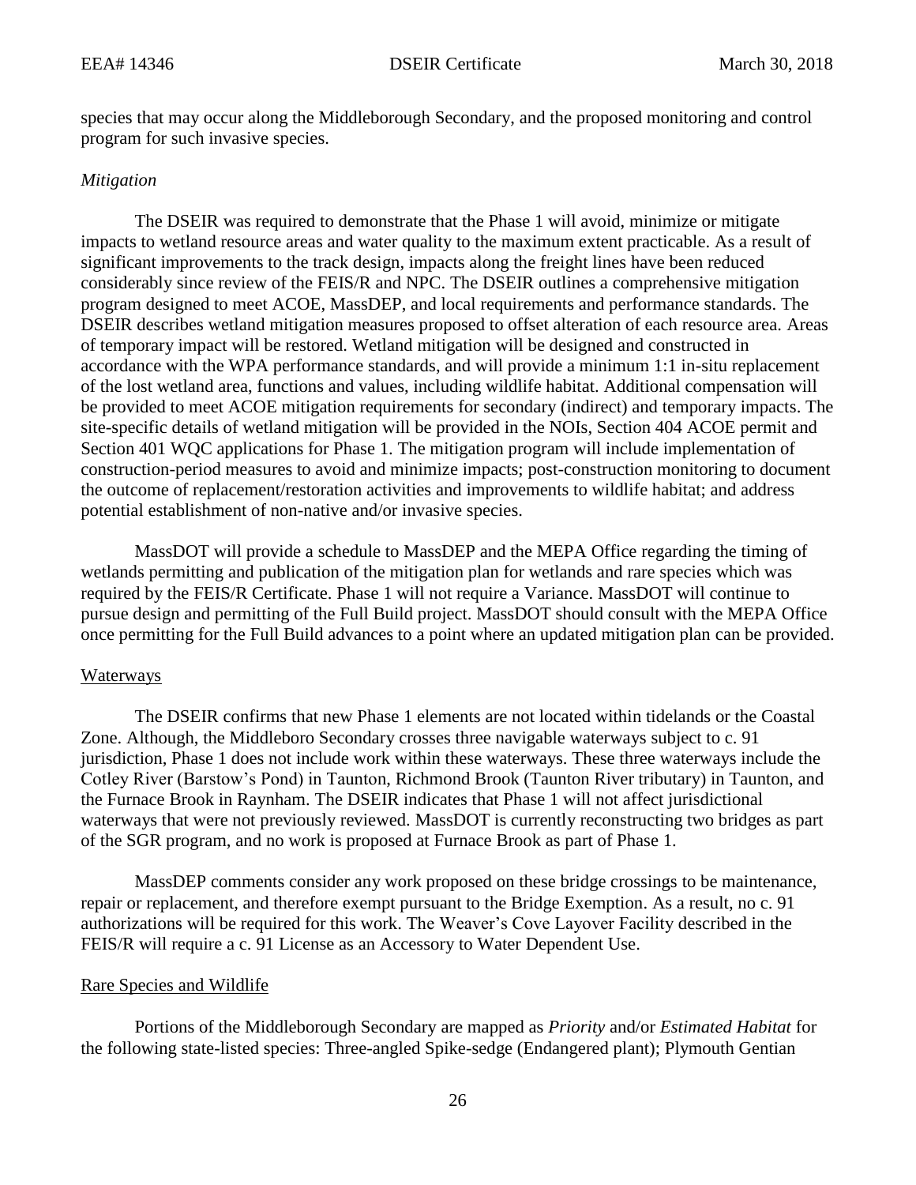species that may occur along the Middleborough Secondary, and the proposed monitoring and control program for such invasive species.

*Mitigation*

The DSEIR was required to demonstrate that the Phase 1 will avoid, minimize or mitigate impacts to wetland resource areas and water quality to the maximum extent practicable. As a result of significant improvements to the track design, impacts along the freight lines have been reduced considerably since review of the FEIS/R and NPC. The DSEIR outlines a comprehensive mitigation program designed to meet ACOE, MassDEP, and local requirements and performance standards. The DSEIR describes wetland mitigation measures proposed to offset alteration of each resource area. Areas of temporary impact will be restored. Wetland mitigation will be designed and constructed in accordance with the WPA performance standards, and will provide a minimum 1:1 in-situ replacement of the lost wetland area, functions and values, including wildlife habitat. Additional compensation will be provided to meet ACOE mitigation requirements for secondary (indirect) and temporary impacts. The site-specific details of wetland mitigation will be provided in the NOIs, Section 404 ACOE permit and Section 401 WQC applications for Phase 1. The mitigation program will include implementation of construction-period measures to avoid and minimize impacts; post-construction monitoring to document the outcome of replacement/restoration activities and improvements to wildlife habitat; and address potential establishment of non-native and/or invasive species.

MassDOT will provide a schedule to MassDEP and the MEPA Office regarding the timing of wetlands permitting and publication of the mitigation plan for wetlands and rare species which was required by the FEIS/R Certificate. Phase 1 will not require a Variance. MassDOT will continue to pursue design and permitting of the Full Build project. MassDOT should consult with the MEPA Office once permitting for the Full Build advances to a point where an updated mitigation plan can be provided.

## Waterways

The DSEIR confirms that new Phase 1 elements are not located within tidelands or the Coastal Zone. Although, the Middleboro Secondary crosses three navigable waterways subject to c. 91 jurisdiction, Phase 1 does not include work within these waterways. These three waterways include the Cotley River (Barstow's Pond) in Taunton, Richmond Brook (Taunton River tributary) in Taunton, and the Furnace Brook in Raynham. The DSEIR indicates that Phase 1 will not affect jurisdictional waterways that were not previously reviewed. MassDOT is currently reconstructing two bridges as part of the SGR program, and no work is proposed at Furnace Brook as part of Phase 1.

MassDEP comments consider any work proposed on these bridge crossings to be maintenance, repair or replacement, and therefore exempt pursuant to the Bridge Exemption. As a result, no c. 91 authorizations will be required for this work. The Weaver's Cove Layover Facility described in the FEIS/R will require a c. 91 License as an Accessory to Water Dependent Use.

## Rare Species and Wildlife

Portions of the Middleborough Secondary are mapped as *Priority* and/or *Estimated Habitat* for the following state-listed species: Three-angled Spike-sedge (Endangered plant); Plymouth Gentian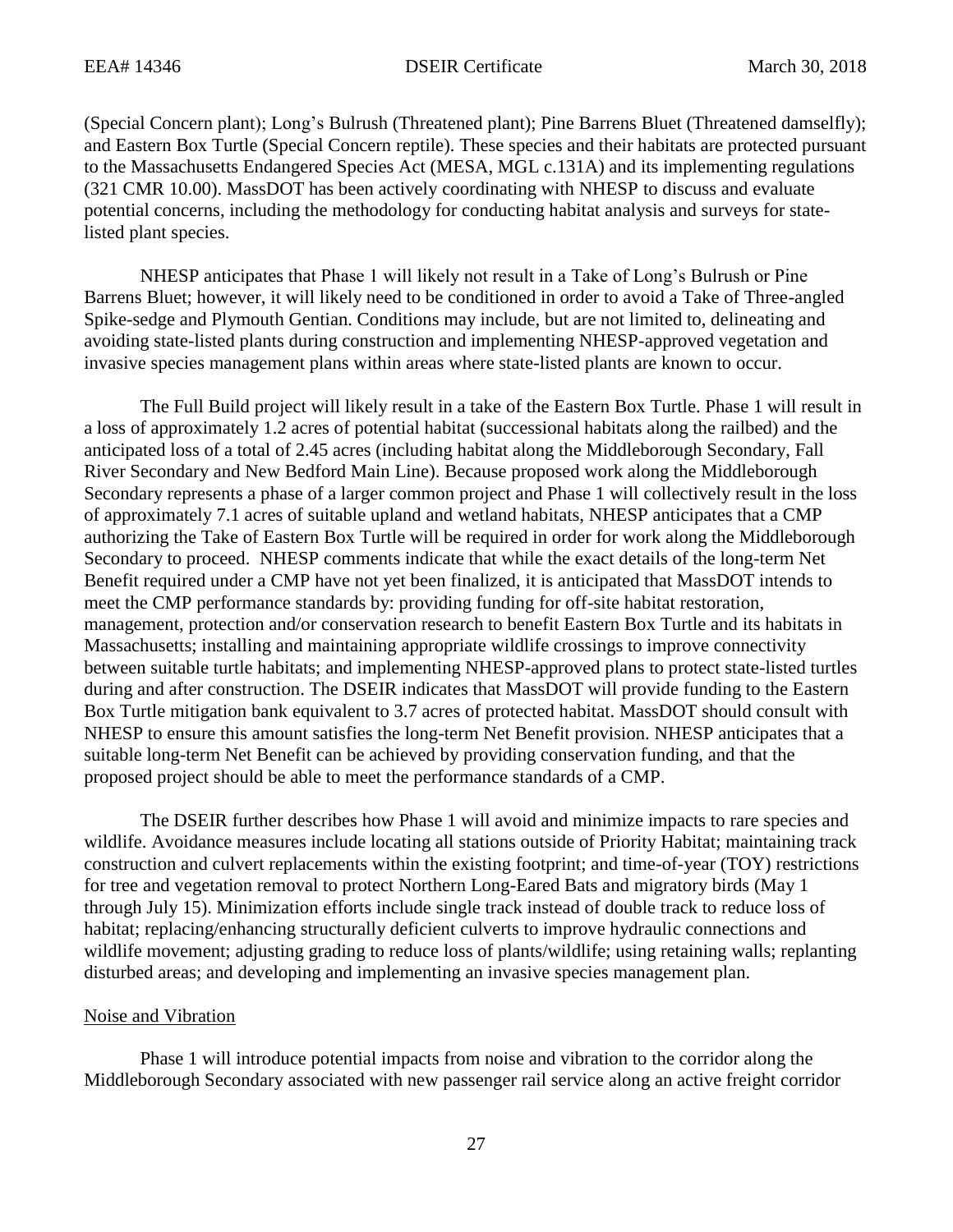(Special Concern plant); Long's Bulrush (Threatened plant); Pine Barrens Bluet (Threatened damselfly); and Eastern Box Turtle (Special Concern reptile). These species and their habitats are protected pursuant to the Massachusetts Endangered Species Act (MESA, MGL c.131A) and its implementing regulations (321 CMR 10.00). MassDOT has been actively coordinating with NHESP to discuss and evaluate potential concerns, including the methodology for conducting habitat analysis and surveys for state-listed plant species.

NHESP anticipates that Phase 1 will likely not result in a Take of Long's Bulrush or Pine Barrens Bluet; however, it will likely need to be conditioned in order to avoid a Take of Three-angled Spike-sedge and Plymouth Gentian. Conditions may include, but are not limited to, delineating and avoiding state-listed plants during construction and implementing NHESP-approved vegetation and invasive species management plans within areas where state-listed plants are known to occur.

The Full Build project will likely result in a take of the Eastern Box Turtle. Phase 1 will result in a loss of approximately 1.2 acres of potential habitat (successional habitats along the railbed) and the anticipated loss of a total of 2.45 acres (including habitat along the Middleborough Secondary, Fall River Secondary and New Bedford Main Line). Because proposed work along the Middleborough Secondary represents a phase of a larger common project and Phase 1 will collectively result in the loss of approximately 7.1 acres of suitable upland and wetland habitats, NHESP anticipates that a CMP authorizing the Take of Eastern Box Turtle will be required in order for work along the Middleborough Secondary to proceed. NHESP comments indicate that while the exact details of the long-term Net Benefit required under a CMP have not yet been finalized, it is anticipated that MassDOT intends to meet the CMP performance standards by: providing funding for off-site habitat restoration, management, protection and/or conservation research to benefit Eastern Box Turtle and its habitats in Massachusetts; installing and maintaining appropriate wildlife crossings to improve connectivity between suitable turtle habitats; and implementing NHESP-approved plans to protect state-listed turtles during and after construction. The DSEIR indicates that MassDOT will provide funding to the Eastern Box Turtle mitigation bank equivalent to 3.7 acres of protected habitat. MassDOT should consult with NHESP to ensure this amount satisfies the long-term Net Benefit provision. NHESP anticipates that a suitable long-term Net Benefit can be achieved by providing conservation funding, and that the proposed project should be able to meet the performance standards of a CMP.

The DSEIR further describes how Phase 1 will avoid and minimize impacts to rare species and wildlife. Avoidance measures include locating all stations outside of Priority Habitat; maintaining track construction and culvert replacements within the existing footprint; and time-of-year (TOY) restrictions for tree and vegetation removal to protect Northern Long-Eared Bats and migratory birds (May 1 through July 15). Minimization efforts include single track instead of double track to reduce loss of habitat; replacing/enhancing structurally deficient culverts to improve hydraulic connections and wildlife movement; adjusting grading to reduce loss of plants/wildlife; using retaining walls; replanting disturbed areas; and developing and implementing an invasive species management plan.

### Noise and Vibration

Phase 1 will introduce potential impacts from noise and vibration to the corridor along the Middleborough Secondary associated with new passenger rail service along an active freight corridor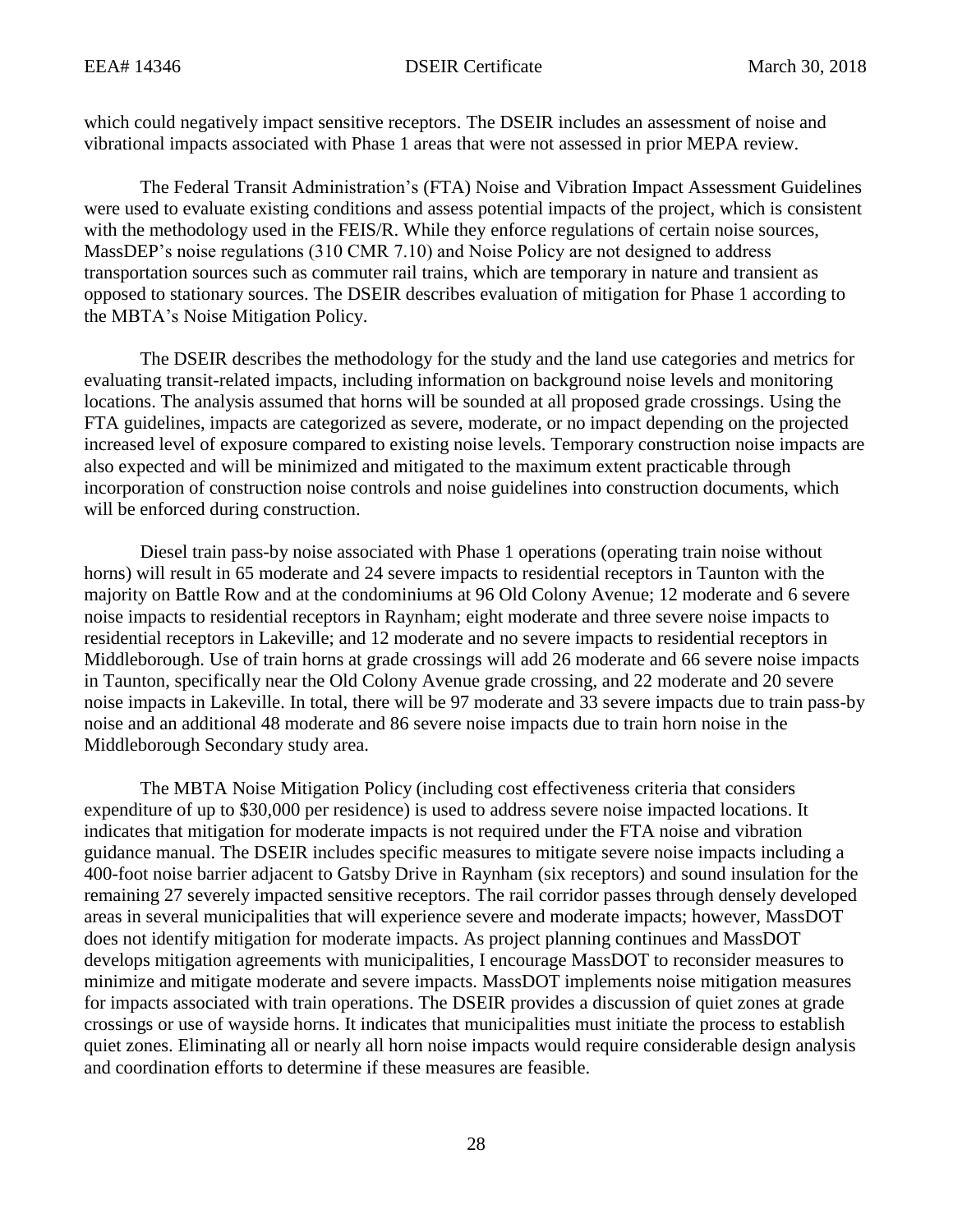which could negatively impact sensitive receptors. The DSEIR includes an assessment of noise and vibrational impacts associated with Phase 1 areas that were not assessed in prior MEPA review.

The Federal Transit Administration's (FTA) Noise and Vibration Impact Assessment Guidelines were used to evaluate existing conditions and assess potential impacts of the project, which is consistent with the methodology used in the FEIS/R. While they enforce regulations of certain noise sources, MassDEP's noise regulations (310 CMR 7.10) and Noise Policy are not designed to address transportation sources such as commuter rail trains, which are temporary in nature and transient as opposed to stationary sources. The DSEIR describes evaluation of mitigation for Phase 1 according to the MBTA's Noise Mitigation Policy.

The DSEIR describes the methodology for the study and the land use categories and metrics for evaluating transit-related impacts, including information on background noise levels and monitoring locations. The analysis assumed that horns will be sounded at all proposed grade crossings. Using the FTA guidelines, impacts are categorized as severe, moderate, or no impact depending on the projected increased level of exposure compared to existing noise levels. Temporary construction noise impacts are also expected and will be minimized and mitigated to the maximum extent practicable through incorporation of construction noise controls and noise guidelines into construction documents, which will be enforced during construction.

Diesel train pass-by noise associated with Phase 1 operations (operating train noise without horns) will result in 65 moderate and 24 severe impacts to residential receptors in Taunton with the majority on Battle Row and at the condominiums at 96 Old Colony Avenue; 12 moderate and 6 severe noise impacts to residential receptors in Raynham; eight moderate and three severe noise impacts to residential receptors in Lakeville; and 12 moderate and no severe impacts to residential receptors in Middleborough. Use of train horns at grade crossings will add 26 moderate and 66 severe noise impacts in Taunton, specifically near the Old Colony Avenue grade crossing, and 22 moderate and 20 severe noise impacts in Lakeville. In total, there will be 97 moderate and 33 severe impacts due to train pass-by noise and an additional 48 moderate and 86 severe noise impacts due to train horn noise in the Middleborough Secondary study area.

The MBTA Noise Mitigation Policy (including cost effectiveness criteria that considers expenditure of up to $30,000 per residence) is used to address severe noise impacted locations. It indicates that mitigation for moderate impacts is not required under the FTA noise and vibration guidance manual. The DSEIR includes specific measures to mitigate severe noise impacts including a 400-foot noise barrier adjacent to Gatsby Drive in Raynham (six receptors) and sound insulation for the remaining 27 severely impacted sensitive receptors. The rail corridor passes through densely developed areas in several municipalities that will experience severe and moderate impacts; however, MassDOT does not identify mitigation for moderate impacts. As project planning continues and MassDOT develops mitigation agreements with municipalities, I encourage MassDOT to reconsider measures to minimize and mitigate moderate and severe impacts. MassDOT implements noise mitigation measures for impacts associated with train operations. The DSEIR provides a discussion of quiet zones at grade crossings or use of wayside horns. It indicates that municipalities must initiate the process to establish quiet zones. Eliminating all or nearly all horn noise impacts would require considerable design analysis and coordination efforts to determine if these measures are feasible.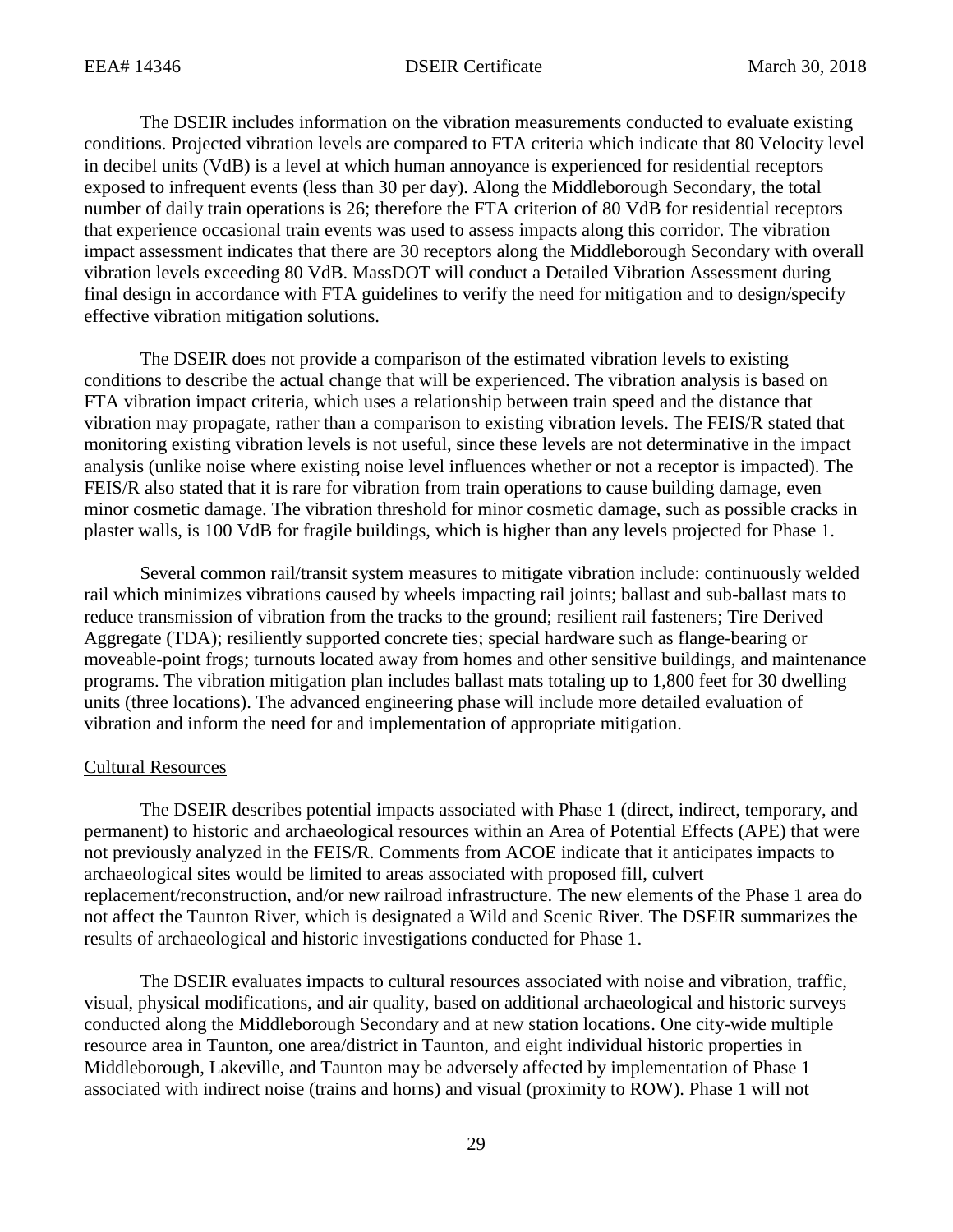The DSEIR includes information on the vibration measurements conducted to evaluate existing conditions. Projected vibration levels are compared to FTA criteria which indicate that 80 Velocity level in decibel units (VdB) is a level at which human annoyance is experienced for residential receptors exposed to infrequent events (less than 30 per day). Along the Middleborough Secondary, the total number of daily train operations is 26; therefore the FTA criterion of 80 VdB for residential receptors that experience occasional train events was used to assess impacts along this corridor. The vibration impact assessment indicates that there are 30 receptors along the Middleborough Secondary with overall vibration levels exceeding 80 VdB. MassDOT will conduct a Detailed Vibration Assessment during final design in accordance with FTA guidelines to verify the need for mitigation and to design/specify effective vibration mitigation solutions.

The DSEIR does not provide a comparison of the estimated vibration levels to existing conditions to describe the actual change that will be experienced. The vibration analysis is based on FTA vibration impact criteria, which uses a relationship between train speed and the distance that vibration may propagate, rather than a comparison to existing vibration levels. The FEIS/R stated that monitoring existing vibration levels is not useful, since these levels are not determinative in the impact analysis (unlike noise where existing noise level influences whether or not a receptor is impacted). The FEIS/R also stated that it is rare for vibration from train operations to cause building damage, even minor cosmetic damage. The vibration threshold for minor cosmetic damage, such as possible cracks in plaster walls, is 100 VdB for fragile buildings, which is higher than any levels projected for Phase 1.

Several common rail/transit system measures to mitigate vibration include: continuously welded rail which minimizes vibrations caused by wheels impacting rail joints; ballast and sub-ballast mats to reduce transmission of vibration from the tracks to the ground; resilient rail fasteners; Tire Derived Aggregate (TDA); resiliently supported concrete ties; special hardware such as flange-bearing or moveable-point frogs; turnouts located away from homes and other sensitive buildings, and maintenance programs. The vibration mitigation plan includes ballast mats totaling up to 1,800 feet for 30 dwelling units (three locations). The advanced engineering phase will include more detailed evaluation of vibration and inform the need for and implementation of appropriate mitigation.

Cultural Resources

The DSEIR describes potential impacts associated with Phase 1 (direct, indirect, temporary, and permanent) to historic and archaeological resources within an Area of Potential Effects (APE) that were not previously analyzed in the FEIS/R. Comments from ACOE indicate that it anticipates impacts to archaeological sites would be limited to areas associated with proposed fill, culvert replacement/reconstruction, and/or new railroad infrastructure. The new elements of the Phase 1 area do not affect the Taunton River, which is designated a Wild and Scenic River. The DSEIR summarizes the results of archaeological and historic investigations conducted for Phase 1.

The DSEIR evaluates impacts to cultural resources associated with noise and vibration, traffic, visual, physical modifications, and air quality, based on additional archaeological and historic surveys conducted along the Middleborough Secondary and at new station locations. One city-wide multiple resource area in Taunton, one area/district in Taunton, and eight individual historic properties in Middleborough, Lakeville, and Taunton may be adversely affected by implementation of Phase 1 associated with indirect noise (trains and horns) and visual (proximity to ROW). Phase 1 will not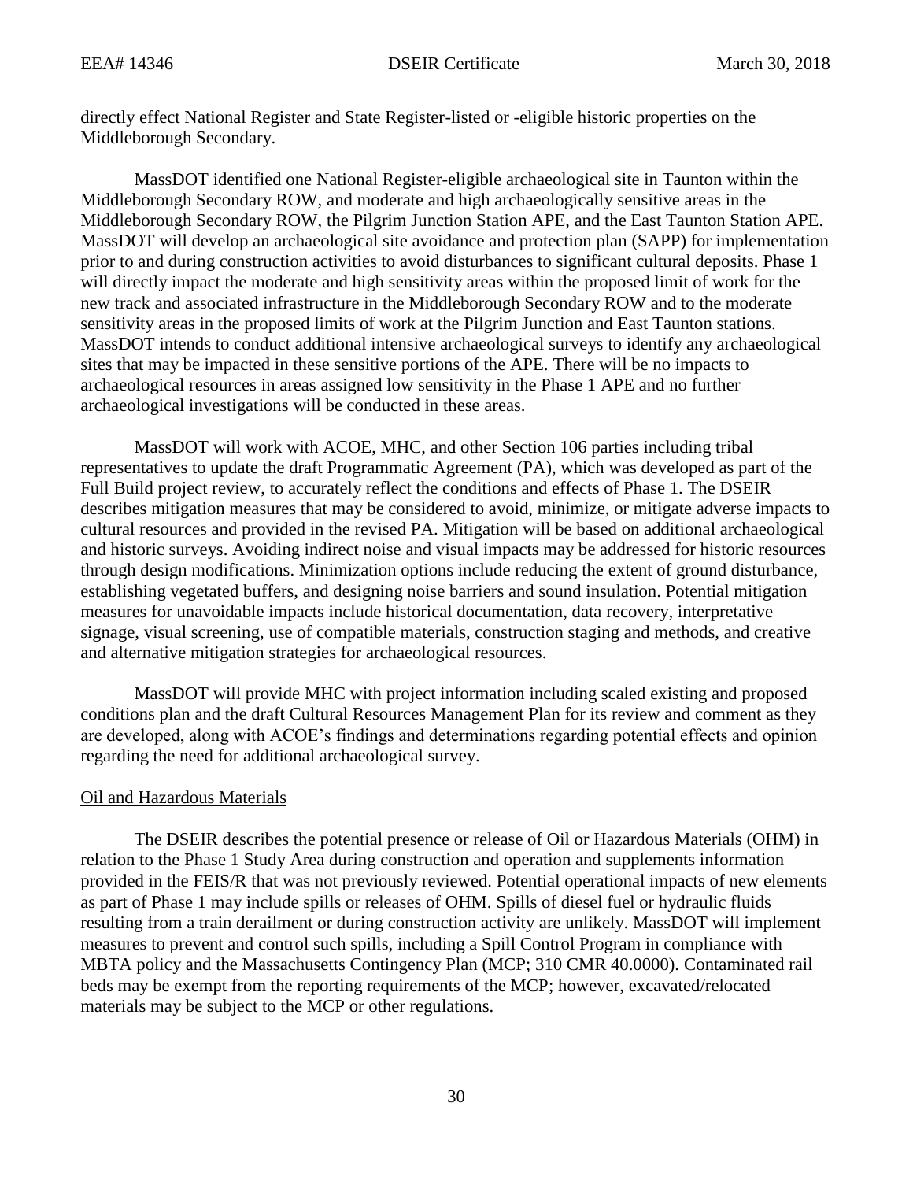directly effect National Register and State Register-listed or -eligible historic properties on the Middleborough Secondary.

MassDOT identified one National Register-eligible archaeological site in Taunton within the Middleborough Secondary ROW, and moderate and high archaeologically sensitive areas in the Middleborough Secondary ROW, the Pilgrim Junction Station APE, and the East Taunton Station APE. MassDOT will develop an archaeological site avoidance and protection plan (SAPP) for implementation prior to and during construction activities to avoid disturbances to significant cultural deposits. Phase 1 will directly impact the moderate and high sensitivity areas within the proposed limit of work for the new track and associated infrastructure in the Middleborough Secondary ROW and to the moderate sensitivity areas in the proposed limits of work at the Pilgrim Junction and East Taunton stations. MassDOT intends to conduct additional intensive archaeological surveys to identify any archaeological sites that may be impacted in these sensitive portions of the APE. There will be no impacts to archaeological resources in areas assigned low sensitivity in the Phase 1 APE and no further archaeological investigations will be conducted in these areas.

MassDOT will work with ACOE, MHC, and other Section 106 parties including tribal representatives to update the draft Programmatic Agreement (PA), which was developed as part of the Full Build project review, to accurately reflect the conditions and effects of Phase 1. The DSEIR describes mitigation measures that may be considered to avoid, minimize, or mitigate adverse impacts to cultural resources and provided in the revised PA. Mitigation will be based on additional archaeological and historic surveys. Avoiding indirect noise and visual impacts may be addressed for historic resources through design modifications. Minimization options include reducing the extent of ground disturbance, establishing vegetated buffers, and designing noise barriers and sound insulation. Potential mitigation measures for unavoidable impacts include historical documentation, data recovery, interpretative signage, visual screening, use of compatible materials, construction staging and methods, and creative and alternative mitigation strategies for archaeological resources.

MassDOT will provide MHC with project information including scaled existing and proposed conditions plan and the draft Cultural Resources Management Plan for its review and comment as they are developed, along with ACOE's findings and determinations regarding potential effects and opinion regarding the need for additional archaeological survey.

## Oil and Hazardous Materials

The DSEIR describes the potential presence or release of Oil or Hazardous Materials (OHM) in relation to the Phase 1 Study Area during construction and operation and supplements information provided in the FEIS/R that was not previously reviewed. Potential operational impacts of new elements as part of Phase 1 may include spills or releases of OHM. Spills of diesel fuel or hydraulic fluids resulting from a train derailment or during construction activity are unlikely. MassDOT will implement measures to prevent and control such spills, including a Spill Control Program in compliance with MBTA policy and the Massachusetts Contingency Plan (MCP; 310 CMR 40.0000). Contaminated rail beds may be exempt from the reporting requirements of the MCP; however, excavated/relocated materials may be subject to the MCP or other regulations.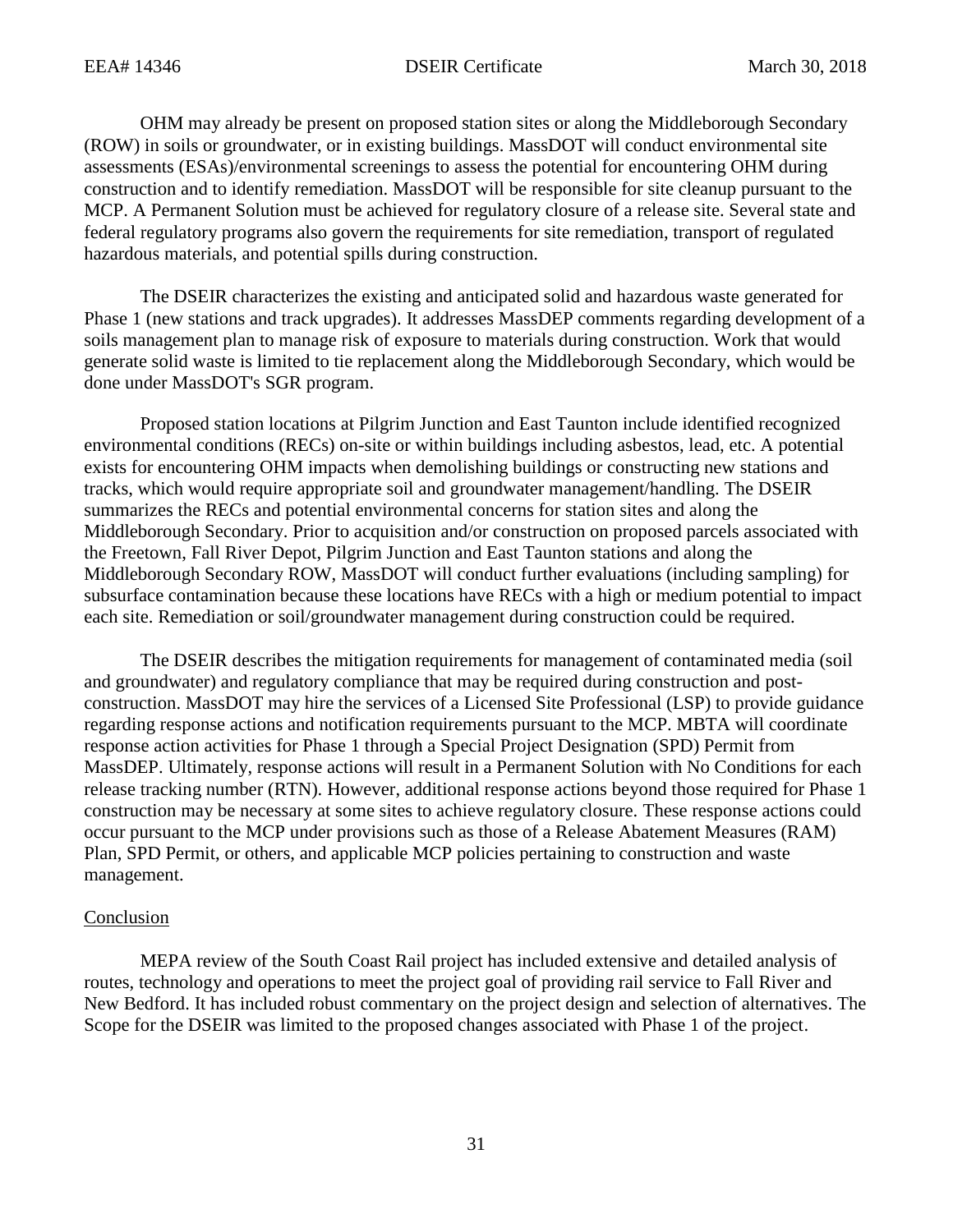OHM may already be present on proposed station sites or along the Middleborough Secondary (ROW) in soils or groundwater, or in existing buildings. MassDOT will conduct environmental site assessments (ESAs)/environmental screenings to assess the potential for encountering OHM during construction and to identify remediation. MassDOT will be responsible for site cleanup pursuant to the MCP. A Permanent Solution must be achieved for regulatory closure of a release site. Several state and federal regulatory programs also govern the requirements for site remediation, transport of regulated hazardous materials, and potential spills during construction.

The DSEIR characterizes the existing and anticipated solid and hazardous waste generated for Phase 1 (new stations and track upgrades). It addresses MassDEP comments regarding development of a soils management plan to manage risk of exposure to materials during construction. Work that would generate solid waste is limited to tie replacement along the Middleborough Secondary, which would be done under MassDOT's SGR program.

Proposed station locations at Pilgrim Junction and East Taunton include identified recognized environmental conditions (RECs) on-site or within buildings including asbestos, lead, etc. A potential exists for encountering OHM impacts when demolishing buildings or constructing new stations and tracks, which would require appropriate soil and groundwater management/handling. The DSEIR summarizes the RECs and potential environmental concerns for station sites and along the Middleborough Secondary. Prior to acquisition and/or construction on proposed parcels associated with the Freetown, Fall River Depot, Pilgrim Junction and East Taunton stations and along the Middleborough Secondary ROW, MassDOT will conduct further evaluations (including sampling) for subsurface contamination because these locations have RECs with a high or medium potential to impact each site. Remediation or soil/groundwater management during construction could be required.

The DSEIR describes the mitigation requirements for management of contaminated media (soil and groundwater) and regulatory compliance that may be required during construction and post-construction. MassDOT may hire the services of a Licensed Site Professional (LSP) to provide guidance regarding response actions and notification requirements pursuant to the MCP. MBTA will coordinate response action activities for Phase 1 through a Special Project Designation (SPD) Permit from MassDEP. Ultimately, response actions will result in a Permanent Solution with No Conditions for each release tracking number (RTN). However, additional response actions beyond those required for Phase 1 construction may be necessary at some sites to achieve regulatory closure. These response actions could occur pursuant to the MCP under provisions such as those of a Release Abatement Measures (RAM) Plan, SPD Permit, or others, and applicable MCP policies pertaining to construction and waste management.

## Conclusion

MEPA review of the South Coast Rail project has included extensive and detailed analysis of routes, technology and operations to meet the project goal of providing rail service to Fall River and New Bedford. It has included robust commentary on the project design and selection of alternatives. The Scope for the DSEIR was limited to the proposed changes associated with Phase 1 of the project.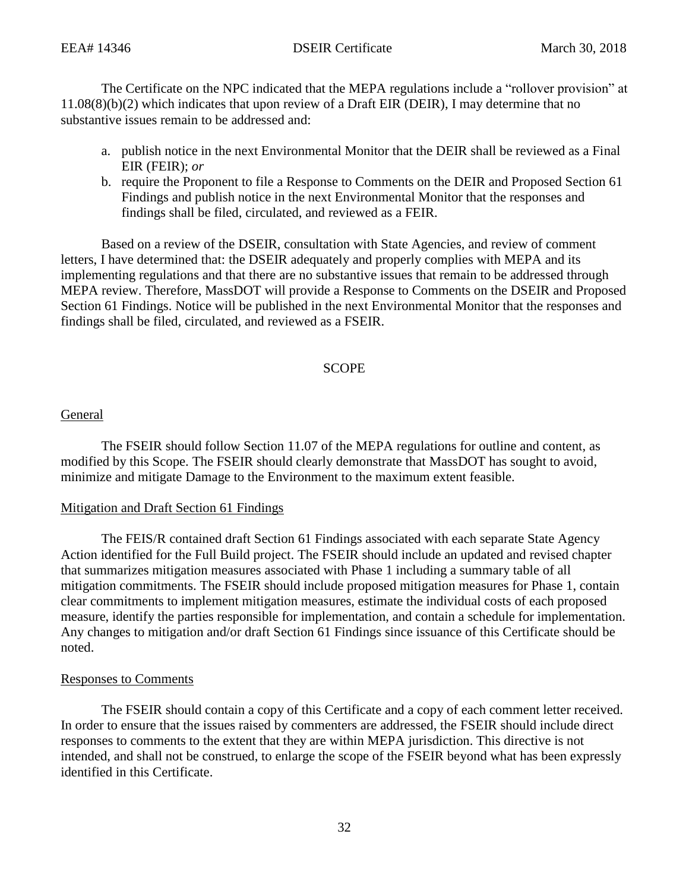The Certificate on the NPC indicated that the MEPA regulations include a "rollover provision" at 11.08(8)(b)(2) which indicates that upon review of a Draft EIR (DEIR), I may determine that no substantive issues remain to be addressed and:

a. publish notice in the next Environmental Monitor that the DEIR shall be reviewed as a Final EIR (FEIR); *or*
b. require the Proponent to file a Response to Comments on the DEIR and Proposed Section 61 Findings and publish notice in the next Environmental Monitor that the responses and findings shall be filed, circulated, and reviewed as a FEIR.

Based on a review of the DSEIR, consultation with State Agencies, and review of comment letters, I have determined that: the DSEIR adequately and properly complies with MEPA and its implementing regulations and that there are no substantive issues that remain to be addressed through MEPA review. Therefore, MassDOT will provide a Response to Comments on the DSEIR and Proposed Section 61 Findings. Notice will be published in the next Environmental Monitor that the responses and findings shall be filed, circulated, and reviewed as a FSEIR.

## SCOPE

### General

The FSEIR should follow Section 11.07 of the MEPA regulations for outline and content, as modified by this Scope. The FSEIR should clearly demonstrate that MassDOT has sought to avoid, minimize and mitigate Damage to the Environment to the maximum extent feasible.

### Mitigation and Draft Section 61 Findings

The FEIS/R contained draft Section 61 Findings associated with each separate State Agency Action identified for the Full Build project. The FSEIR should include an updated and revised chapter that summarizes mitigation measures associated with Phase 1 including a summary table of all mitigation commitments. The FSEIR should include proposed mitigation measures for Phase 1, contain clear commitments to implement mitigation measures, estimate the individual costs of each proposed measure, identify the parties responsible for implementation, and contain a schedule for implementation. Any changes to mitigation and/or draft Section 61 Findings since issuance of this Certificate should be noted.

### Responses to Comments

The FSEIR should contain a copy of this Certificate and a copy of each comment letter received. In order to ensure that the issues raised by commenters are addressed, the FSEIR should include direct responses to comments to the extent that they are within MEPA jurisdiction. This directive is not intended, and shall not be construed, to enlarge the scope of the FSEIR beyond what has been expressly identified in this Certificate.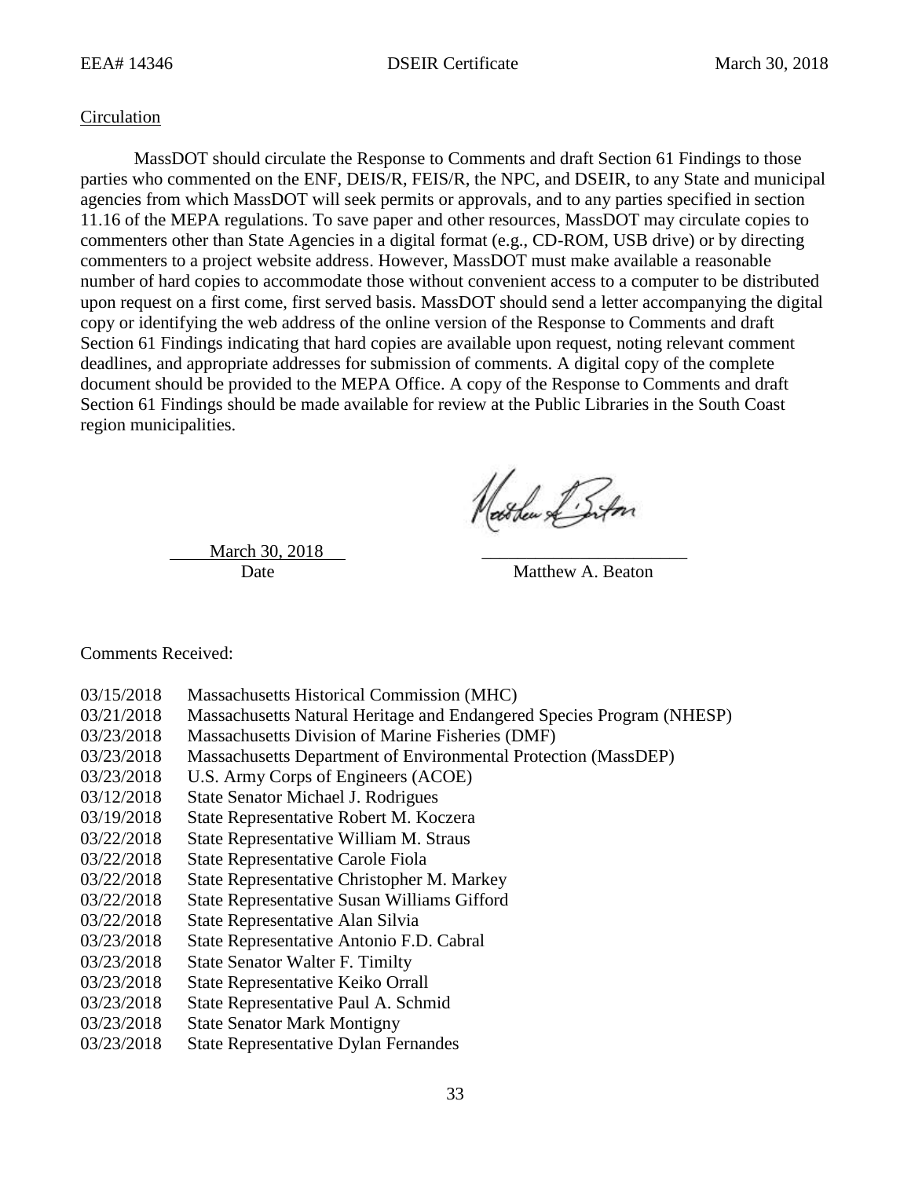## Circulation

MassDOT should circulate the Response to Comments and draft Section 61 Findings to those parties who commented on the ENF, DEIS/R, FEIS/R, the NPC, and DSEIR, to any State and municipal agencies from which MassDOT will seek permits or approvals, and to any parties specified in section 11.16 of the MEPA regulations. To save paper and other resources, MassDOT may circulate copies to commenters other than State Agencies in a digital format (e.g., CD-ROM, USB drive) or by directing commenters to a project website address. However, MassDOT must make available a reasonable number of hard copies to accommodate those without convenient access to a computer to be distributed upon request on a first come, first served basis. MassDOT should send a letter accompanying the digital copy or identifying the web address of the online version of the Response to Comments and draft Section 61 Findings indicating that hard copies are available upon request, noting relevant comment deadlines, and appropriate addresses for submission of comments. A digital copy of the complete document should be provided to the MEPA Office. A copy of the Response to Comments and draft Section 61 Findings should be made available for review at the Public Libraries in the South Coast region municipalities.

March 30, 2018
Date

Matthew A. Beaton

Comments Received:

03/15/2018 Massachusetts Historical Commission (MHC)
03/21/2018 Massachusetts Natural Heritage and Endangered Species Program (NHESP)
03/23/2018 Massachusetts Division of Marine Fisheries (DMF)
03/23/2018 Massachusetts Department of Environmental Protection (MassDEP)
03/23/2018 U.S. Army Corps of Engineers (ACOE)
03/12/2018 State Senator Michael J. Rodrigues
03/19/2018 State Representative Robert M. Koczera
03/22/2018 State Representative William M. Straus
03/22/2018 State Representative Carole Fiola
03/22/2018 State Representative Christopher M. Markey
03/22/2018 State Representative Susan Williams Gifford
03/22/2018 State Representative Alan Silvia
03/23/2018 State Representative Antonio F.D. Cabral
03/23/2018 State Senator Walter F. Timilty
03/23/2018 State Representative Keiko Orrall
03/23/2018 State Representative Paul A. Schmid
03/23/2018 State Senator Mark Montigny
03/23/2018 State Representative Dylan Fernandes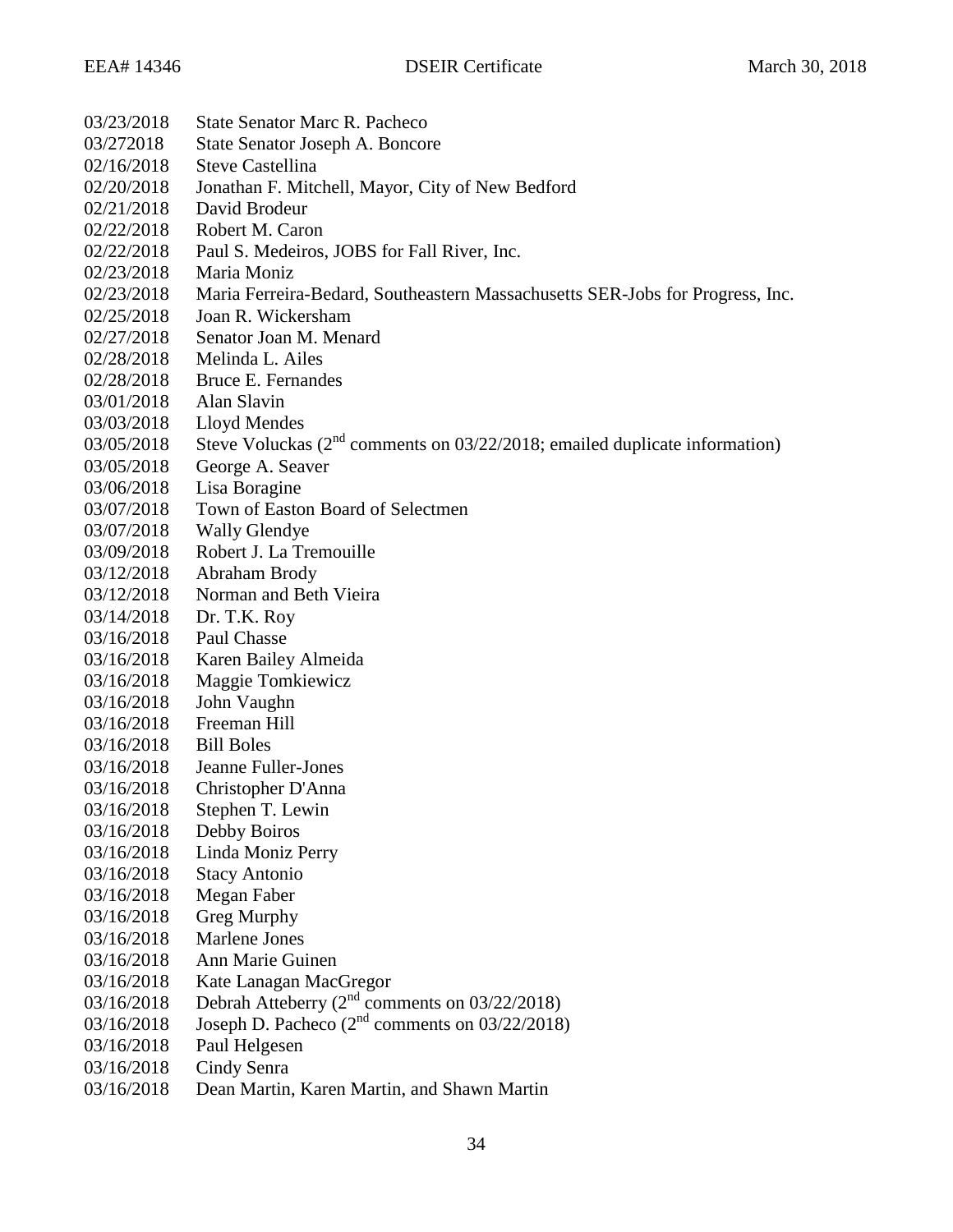03/23/2018 State Senator Marc R. Pacheco
03/272018 State Senator Joseph A. Boncore
02/16/2018 Steve Castellina
02/20/2018 Jonathan F. Mitchell, Mayor, City of New Bedford
02/21/2018 David Brodeur
02/22/2018 Robert M. Caron
02/22/2018 Paul S. Medeiros, JOBS for Fall River, Inc.
02/23/2018 Maria Moniz
02/23/2018 Maria Ferreira-Bedard, Southeastern Massachusetts SER-Jobs for Progress, Inc.
02/25/2018 Joan R. Wickersham
02/27/2018 Senator Joan M. Menard
02/28/2018 Melinda L. Ailes
02/28/2018 Bruce E. Fernandes
03/01/2018 Alan Slavin
03/03/2018 Lloyd Mendes
03/05/2018 Steve Voluckas (2nd comments on 03/22/2018; emailed duplicate information)
03/05/2018 George A. Seaver
03/06/2018 Lisa Boragine
03/07/2018 Town of Easton Board of Selectmen
03/07/2018 Wally Glendye
03/09/2018 Robert J. La Tremouille
03/12/2018 Abraham Brody
03/12/2018 Norman and Beth Vieira
03/14/2018 Dr. T.K. Roy
03/16/2018 Paul Chasse
03/16/2018 Karen Bailey Almeida
03/16/2018 Maggie Tomkiewicz
03/16/2018 John Vaughn
03/16/2018 Freeman Hill
03/16/2018 Bill Boles
03/16/2018 Jeanne Fuller-Jones
03/16/2018 Christopher D'Anna
03/16/2018 Stephen T. Lewin
03/16/2018 Debby Boiros
03/16/2018 Linda Moniz Perry
03/16/2018 Stacy Antonio
03/16/2018 Megan Faber
03/16/2018 Greg Murphy
03/16/2018 Marlene Jones
03/16/2018 Ann Marie Guinen
03/16/2018 Kate Lanagan MacGregor
03/16/2018 Debrah Atteberry (2nd comments on 03/22/2018)
03/16/2018 Joseph D. Pacheco (2nd comments on 03/22/2018)
03/16/2018 Paul Helgesen
03/16/2018 Cindy Senra
03/16/2018 Dean Martin, Karen Martin, and Shawn Martin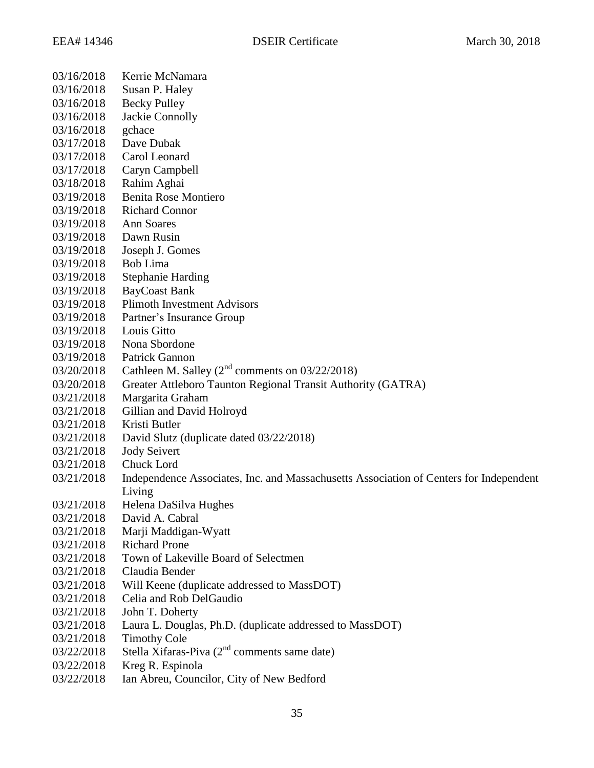03/16/2018 Kerrie McNamara
03/16/2018 Susan P. Haley
03/16/2018 Becky Pulley
03/16/2018 Jackie Connolly
03/16/2018 gchace
03/17/2018 Dave Dubak
03/17/2018 Carol Leonard
03/17/2018 Caryn Campbell
03/18/2018 Rahim Aghai
03/19/2018 Benita Rose Montiero
03/19/2018 Richard Connor
03/19/2018 Ann Soares
03/19/2018 Dawn Rusin
03/19/2018 Joseph J. Gomes
03/19/2018 Bob Lima
03/19/2018 Stephanie Harding
03/19/2018 BayCoast Bank
03/19/2018 Plimoth Investment Advisors
03/19/2018 Partner's Insurance Group
03/19/2018 Louis Gitto
03/19/2018 Nona Sbordone
03/19/2018 Patrick Gannon
03/20/2018 Cathleen M. Salley (2nd comments on 03/22/2018)
03/20/2018 Greater Attleboro Taunton Regional Transit Authority (GATRA)
03/21/2018 Margarita Graham
03/21/2018 Gillian and David Holroyd
03/21/2018 Kristi Butler
03/21/2018 David Slutz (duplicate dated 03/22/2018)
03/21/2018 Jody Seivert
03/21/2018 Chuck Lord
03/21/2018 Independence Associates, Inc. and Massachusetts Association of Centers for Independent Living
03/21/2018 Helena DaSilva Hughes
03/21/2018 David A. Cabral
03/21/2018 Marji Maddigan-Wyatt
03/21/2018 Richard Prone
03/21/2018 Town of Lakeville Board of Selectmen
03/21/2018 Claudia Bender
03/21/2018 Will Keene (duplicate addressed to MassDOT)
03/21/2018 Celia and Rob DelGaudio
03/21/2018 John T. Doherty
03/21/2018 Laura L. Douglas, Ph.D. (duplicate addressed to MassDOT)
03/21/2018 Timothy Cole
03/22/2018 Stella Xifaras-Piva (2nd comments same date)
03/22/2018 Kreg R. Espinola
03/22/2018 Ian Abreu, Councilor, City of New Bedford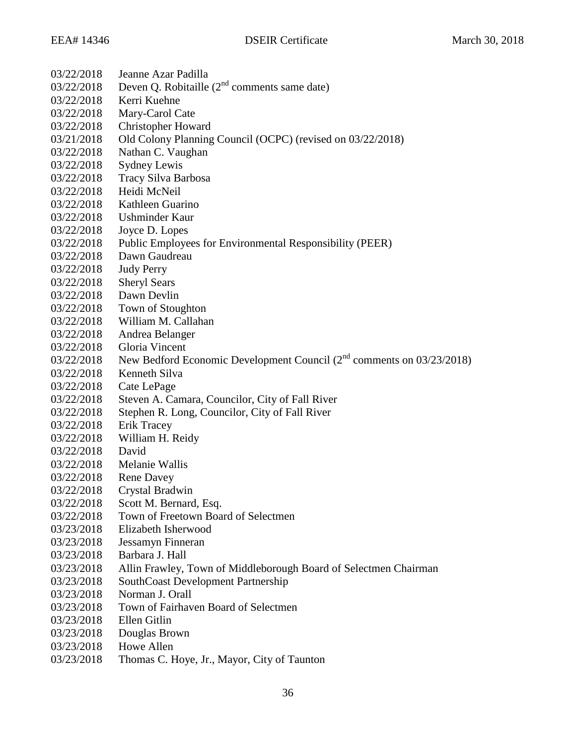03/22/2018 Jeanne Azar Padilla
03/22/2018 Deven Q. Robitaille (2nd comments same date)
03/22/2018 Kerri Kuehne
03/22/2018 Mary-Carol Cate
03/22/2018 Christopher Howard
03/21/2018 Old Colony Planning Council (OCPC) (revised on 03/22/2018)
03/22/2018 Nathan C. Vaughan
03/22/2018 Sydney Lewis
03/22/2018 Tracy Silva Barbosa
03/22/2018 Heidi McNeil
03/22/2018 Kathleen Guarino
03/22/2018 Ushminder Kaur
03/22/2018 Joyce D. Lopes
03/22/2018 Public Employees for Environmental Responsibility (PEER)
03/22/2018 Dawn Gaudreau
03/22/2018 Judy Perry
03/22/2018 Sheryl Sears
03/22/2018 Dawn Devlin
03/22/2018 Town of Stoughton
03/22/2018 William M. Callahan
03/22/2018 Andrea Belanger
03/22/2018 Gloria Vincent
03/22/2018 New Bedford Economic Development Council (2nd comments on 03/23/2018)
03/22/2018 Kenneth Silva
03/22/2018 Cate LePage
03/22/2018 Steven A. Camara, Councilor, City of Fall River
03/22/2018 Stephen R. Long, Councilor, City of Fall River
03/22/2018 Erik Tracey
03/22/2018 William H. Reidy
03/22/2018 David
03/22/2018 Melanie Wallis
03/22/2018 Rene Davey
03/22/2018 Crystal Bradwin
03/22/2018 Scott M. Bernard, Esq.
03/22/2018 Town of Freetown Board of Selectmen
03/23/2018 Elizabeth Isherwood
03/23/2018 Jessamyn Finneran
03/23/2018 Barbara J. Hall
03/23/2018 Allin Frawley, Town of Middleborough Board of Selectmen Chairman
03/23/2018 SouthCoast Development Partnership
03/23/2018 Norman J. Orall
03/23/2018 Town of Fairhaven Board of Selectmen
03/23/2018 Ellen Gitlin
03/23/2018 Douglas Brown
03/23/2018 Howe Allen
03/23/2018 Thomas C. Hoye, Jr., Mayor, City of Taunton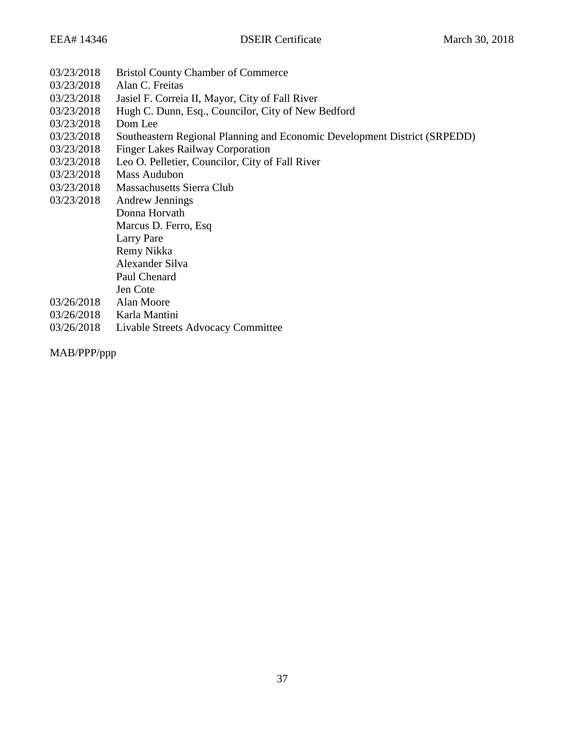| | |
|---|---|
| 03/23/2018 | Bristol County Chamber of Commerce |
| 03/23/2018 | Alan C. Freitas |
| 03/23/2018 | Jasiel F. Correia II, Mayor, City of Fall River |
| 03/23/2018 | Hugh C. Dunn, Esq., Councilor, City of New Bedford |
| 03/23/2018 | Dom Lee |
| 03/23/2018 | Southeastern Regional Planning and Economic Development District (SRPEDD) |
| 03/23/2018 | Finger Lakes Railway Corporation |
| 03/23/2018 | Leo O. Pelletier, Councilor, City of Fall River |
| 03/23/2018 | Mass Audubon |
| 03/23/2018 | Massachusetts Sierra Club |
| 03/23/2018 | Andrew Jennings |
| | Donna Horvath |
| | Marcus D. Ferro, Esq |
| | Larry Pare |
| | Remy Nikka |
| | Alexander Silva |
| | Paul Chenard |
| | Jen Cote |
| 03/26/2018 | Alan Moore |
| 03/26/2018 | Karla Mantini |
| 03/26/2018 | Livable Streets Advocacy Committee |

MAB/PPP/ppp